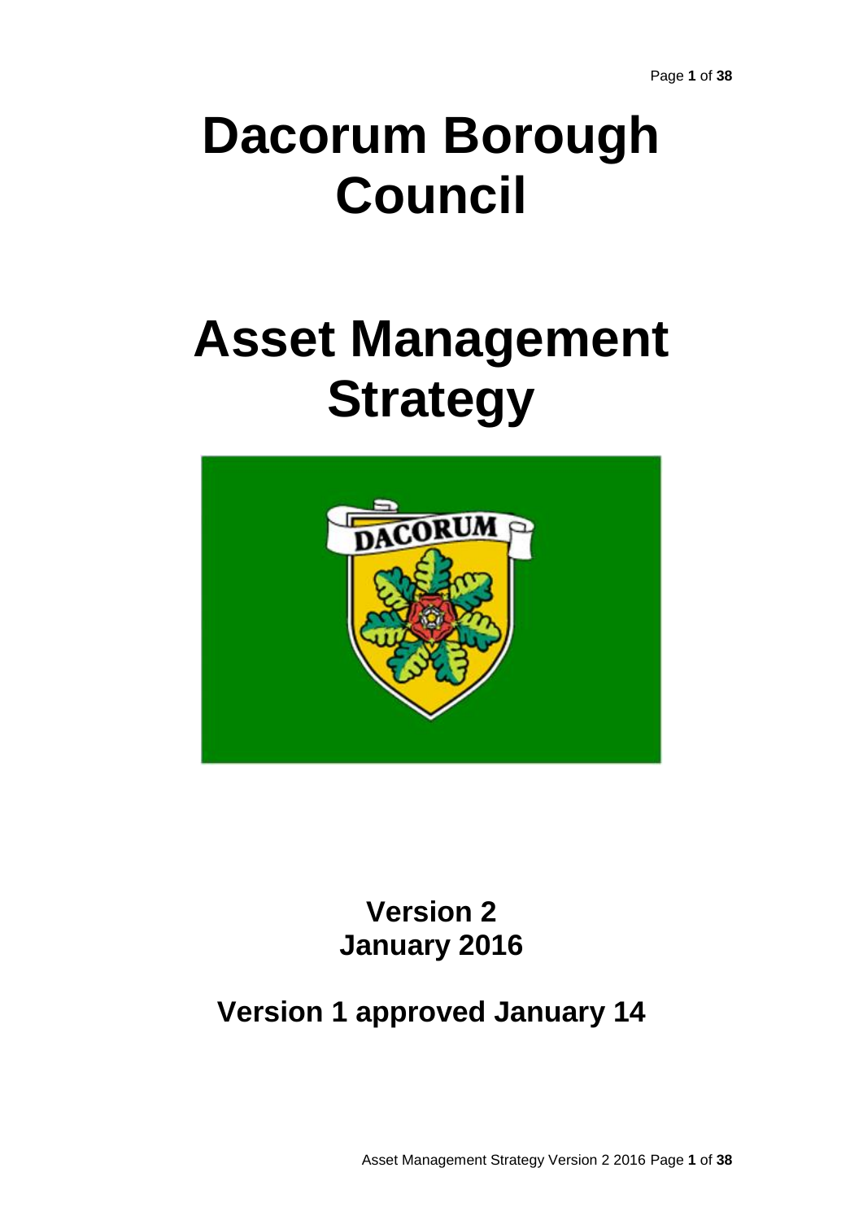# Dacorum Borough Council

# Asset Management Strategy

**Version 2**
**January 2016**

**Version 1 approved January 14**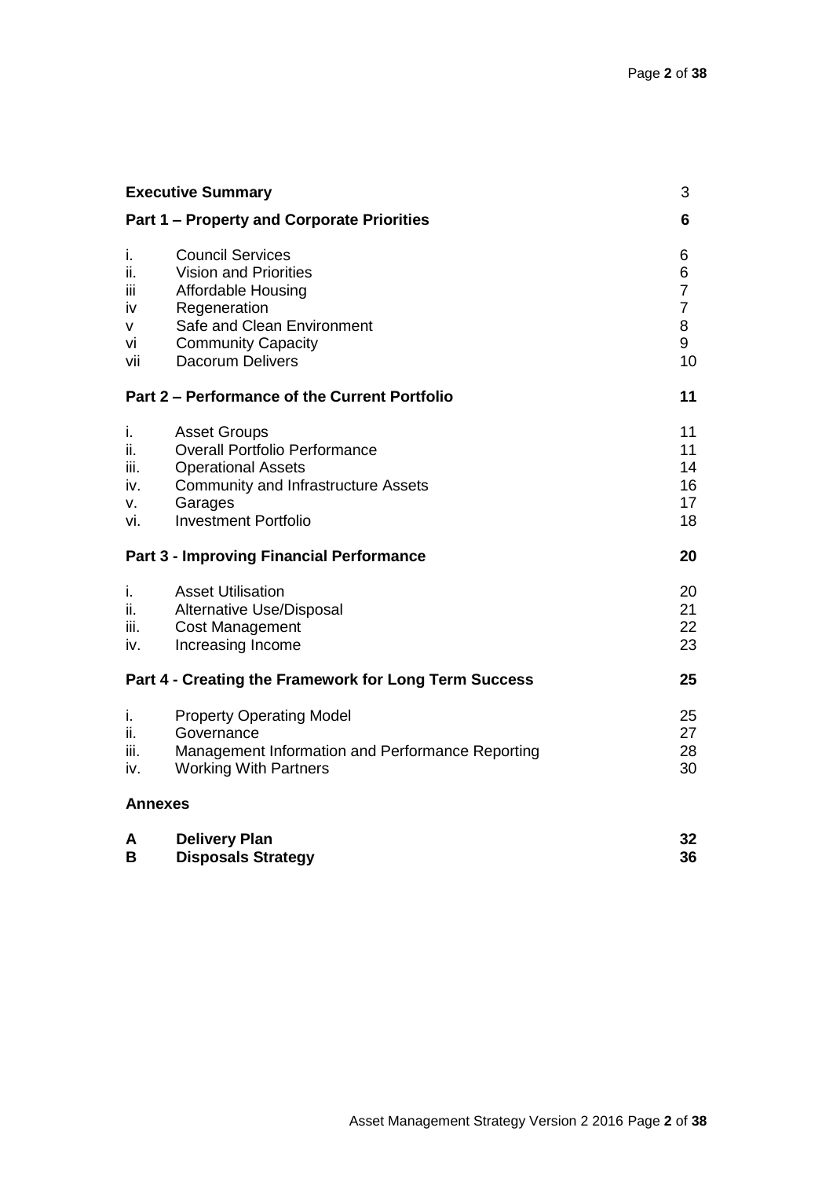| | | |
|---|---|---|
| **Executive Summary** | | 3 |
| **Part 1 – Property and Corporate Priorities** | | **6** |
| i. | Council Services | 6 |
| ii. | Vision and Priorities | 6 |
| iii | Affordable Housing | 7 |
| iv | Regeneration | 7 |
| v | Safe and Clean Environment | 8 |
| vi | Community Capacity | 9 |
| vii | Dacorum Delivers | 10 |
| **Part 2 – Performance of the Current Portfolio** | | **11** |
| i. | Asset Groups | 11 |
| ii. | Overall Portfolio Performance | 11 |
| iii. | Operational Assets | 14 |
| iv. | Community and Infrastructure Assets | 16 |
| v. | Garages | 17 |
| vi. | Investment Portfolio | 18 |
| **Part 3 - Improving Financial Performance** | | **20** |
| i. | Asset Utilisation | 20 |
| ii. | Alternative Use/Disposal | 21 |
| iii. | Cost Management | 22 |
| iv. | Increasing Income | 23 |
| **Part 4 - Creating the Framework for Long Term Success** | | **25** |
| i. | Property Operating Model | 25 |
| ii. | Governance | 27 |
| iii. | Management Information and Performance Reporting | 28 |
| iv. | Working With Partners | 30 |
| **Annexes** | | |
| **A** | **Delivery Plan** | **32** |
| **B** | **Disposals Strategy** | **36** |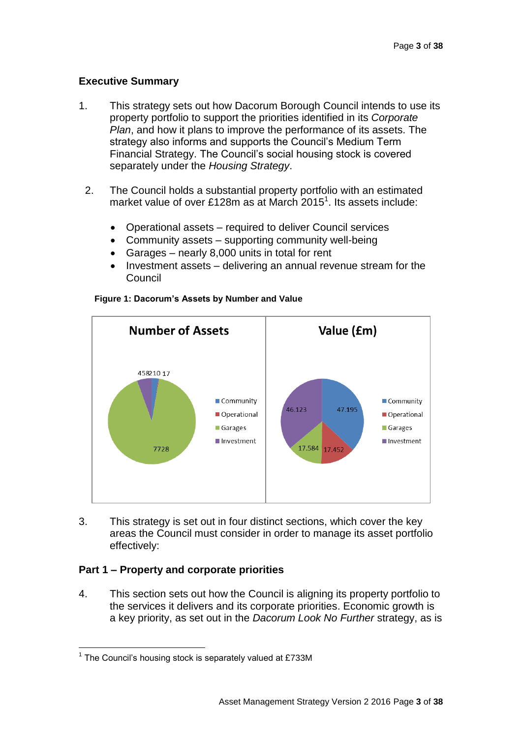## Executive Summary

1. This strategy sets out how Dacorum Borough Council intends to use its property portfolio to support the priorities identified in its *Corporate Plan*, and how it plans to improve the performance of its assets. The strategy also informs and supports the Council's Medium Term Financial Strategy. The Council's social housing stock is covered separately under the *Housing Strategy*.

2. The Council holds a substantial property portfolio with an estimated market value of over £128m as at March 2015[1]. Its assets include:

   - Operational assets – required to deliver Council services
   - Community assets – supporting community well-being
   - Garages – nearly 8,000 units in total for rent
   - Investment assets – delivering an annual revenue stream for the Council

**Figure 1: Dacorum's Assets by Number and Value**

**Number of Assets**

| Category | Number |
| --- | --- |
| Community | 210 |
| Operational | 17 |
| Garages | 7728 |
| Investment | 458 |

**Value (£m)**

| Category | Value (£m) |
| --- | --- |
| Community | 47.195 |
| Operational | 17.452 |
| Garages | 17.584 |
| Investment | 46.123 |

3. This strategy is set out in four distinct sections, which cover the key areas the Council must consider in order to manage its asset portfolio effectively:

### Part 1 – Property and corporate priorities

4. This section sets out how the Council is aligning its property portfolio to the services it delivers and its corporate priorities. Economic growth is a key priority, as set out in the *Dacorum Look No Further* strategy, as is

[1] The Council's housing stock is separately valued at £733M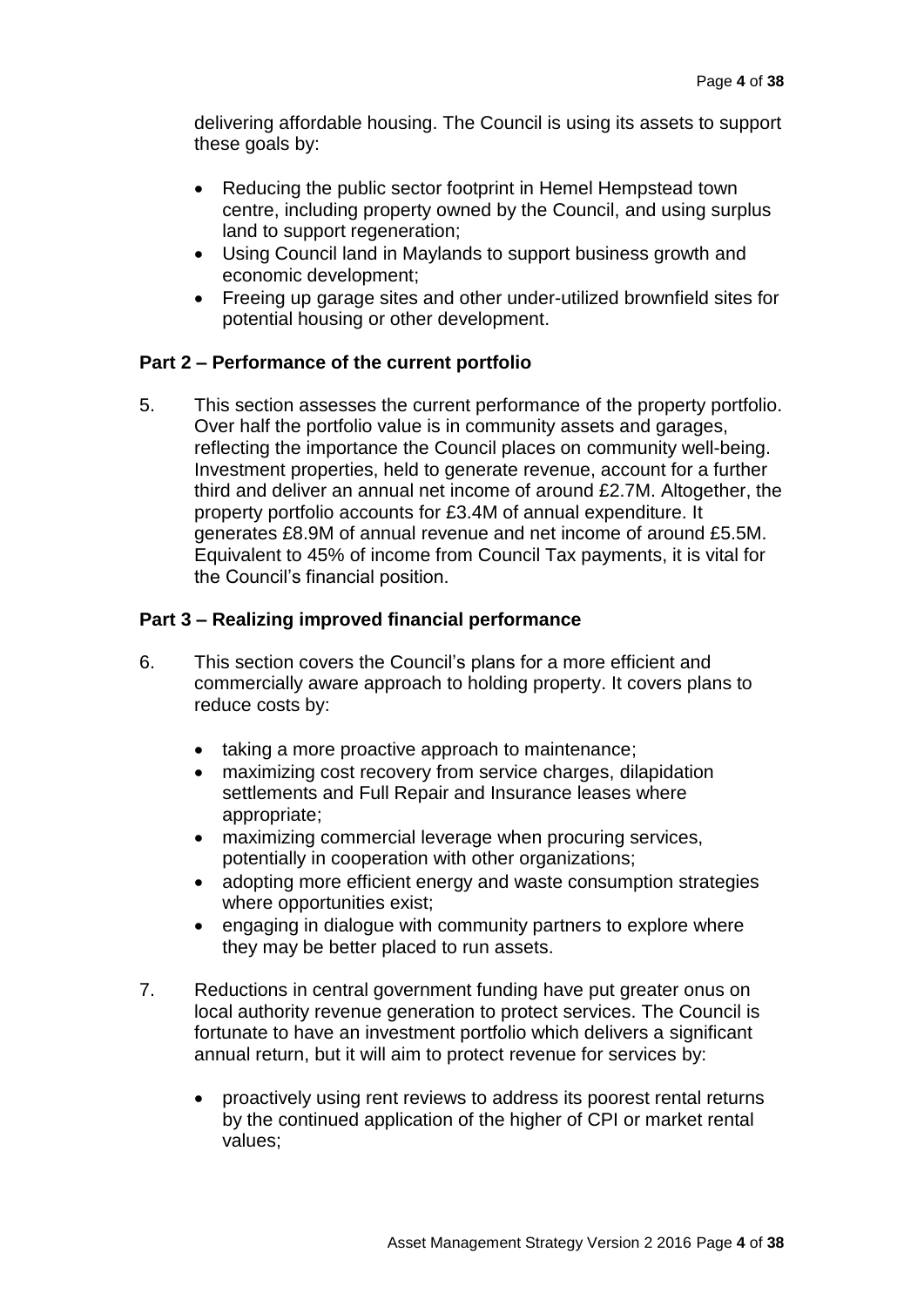delivering affordable housing. The Council is using its assets to support these goals by:

- Reducing the public sector footprint in Hemel Hempstead town centre, including property owned by the Council, and using surplus land to support regeneration;
- Using Council land in Maylands to support business growth and economic development;
- Freeing up garage sites and other under-utilized brownfield sites for potential housing or other development.

**Part 2 – Performance of the current portfolio**

5. This section assesses the current performance of the property portfolio. Over half the portfolio value is in community assets and garages, reflecting the importance the Council places on community well-being. Investment properties, held to generate revenue, account for a further third and deliver an annual net income of around £2.7M. Altogether, the property portfolio accounts for £3.4M of annual expenditure. It generates £8.9M of annual revenue and net income of around £5.5M. Equivalent to 45% of income from Council Tax payments, it is vital for the Council's financial position.

**Part 3 – Realizing improved financial performance**

6. This section covers the Council's plans for a more efficient and commercially aware approach to holding property. It covers plans to reduce costs by:

   - taking a more proactive approach to maintenance;
   - maximizing cost recovery from service charges, dilapidation settlements and Full Repair and Insurance leases where appropriate;
   - maximizing commercial leverage when procuring services, potentially in cooperation with other organizations;
   - adopting more efficient energy and waste consumption strategies where opportunities exist;
   - engaging in dialogue with community partners to explore where they may be better placed to run assets.

7. Reductions in central government funding have put greater onus on local authority revenue generation to protect services. The Council is fortunate to have an investment portfolio which delivers a significant annual return, but it will aim to protect revenue for services by:

   - proactively using rent reviews to address its poorest rental returns by the continued application of the higher of CPI or market rental values;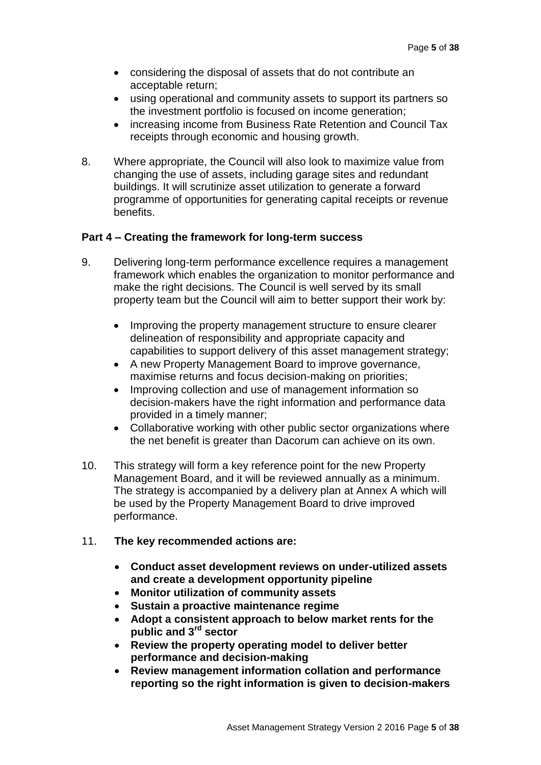- considering the disposal of assets that do not contribute an acceptable return;
- using operational and community assets to support its partners so the investment portfolio is focused on income generation;
- increasing income from Business Rate Retention and Council Tax receipts through economic and housing growth.

8. Where appropriate, the Council will also look to maximize value from changing the use of assets, including garage sites and redundant buildings. It will scrutinize asset utilization to generate a forward programme of opportunities for generating capital receipts or revenue benefits.

## Part 4 – Creating the framework for long-term success

9. Delivering long-term performance excellence requires a management framework which enables the organization to monitor performance and make the right decisions. The Council is well served by its small property team but the Council will aim to better support their work by:

   - Improving the property management structure to ensure clearer delineation of responsibility and appropriate capacity and capabilities to support delivery of this asset management strategy;
   - A new Property Management Board to improve governance, maximise returns and focus decision-making on priorities;
   - Improving collection and use of management information so decision-makers have the right information and performance data provided in a timely manner;
   - Collaborative working with other public sector organizations where the net benefit is greater than Dacorum can achieve on its own.

10. This strategy will form a key reference point for the new Property Management Board, and it will be reviewed annually as a minimum. The strategy is accompanied by a delivery plan at Annex A which will be used by the Property Management Board to drive improved performance.

11. **The key recommended actions are:**

   - **Conduct asset development reviews on under-utilized assets and create a development opportunity pipeline**
   - **Monitor utilization of community assets**
   - **Sustain a proactive maintenance regime**
   - **Adopt a consistent approach to below market rents for the public and 3rd sector**
   - **Review the property operating model to deliver better performance and decision-making**
   - **Review management information collation and performance reporting so the right information is given to decision-makers**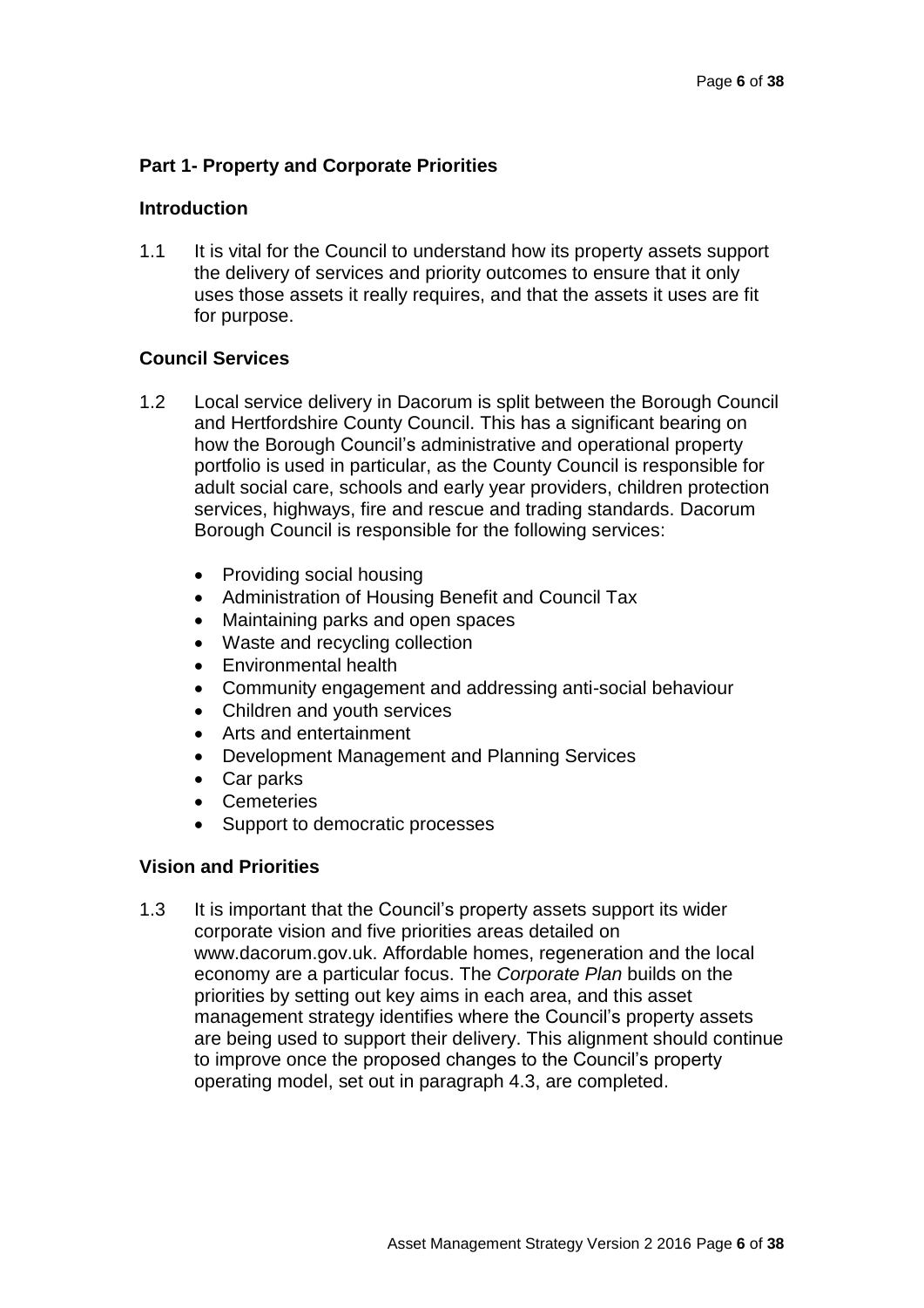## Part 1- Property and Corporate Priorities

### Introduction

1.1 It is vital for the Council to understand how its property assets support the delivery of services and priority outcomes to ensure that it only uses those assets it really requires, and that the assets it uses are fit for purpose.

### Council Services

1.2 Local service delivery in Dacorum is split between the Borough Council and Hertfordshire County Council. This has a significant bearing on how the Borough Council's administrative and operational property portfolio is used in particular, as the County Council is responsible for adult social care, schools and early year providers, children protection services, highways, fire and rescue and trading standards. Dacorum Borough Council is responsible for the following services:

- Providing social housing
- Administration of Housing Benefit and Council Tax
- Maintaining parks and open spaces
- Waste and recycling collection
- Environmental health
- Community engagement and addressing anti-social behaviour
- Children and youth services
- Arts and entertainment
- Development Management and Planning Services
- Car parks
- Cemeteries
- Support to democratic processes

### Vision and Priorities

1.3 It is important that the Council's property assets support its wider corporate vision and five priorities areas detailed on www.dacorum.gov.uk. Affordable homes, regeneration and the local economy are a particular focus. The *Corporate Plan* builds on the priorities by setting out key aims in each area, and this asset management strategy identifies where the Council's property assets are being used to support their delivery. This alignment should continue to improve once the proposed changes to the Council's property operating model, set out in paragraph 4.3, are completed.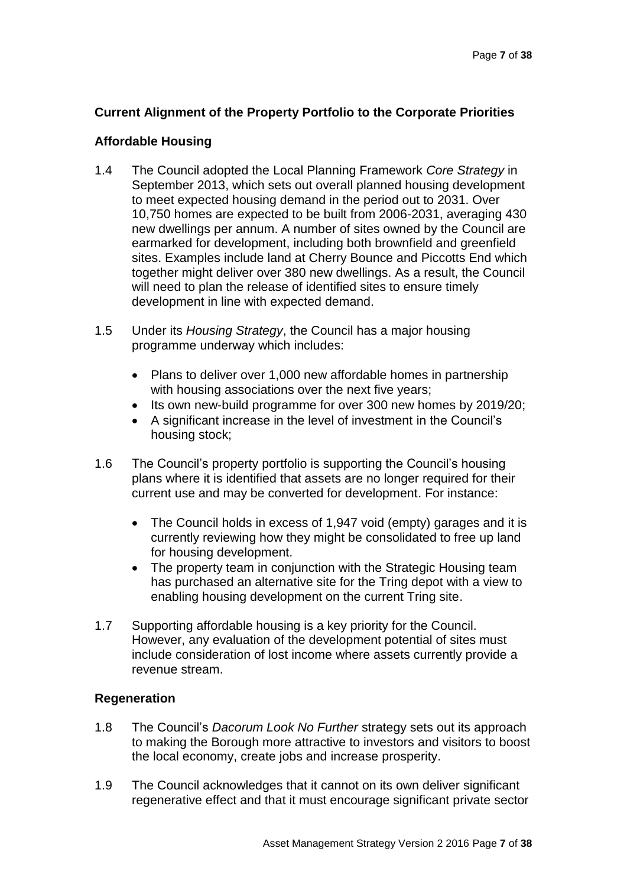**Current Alignment of the Property Portfolio to the Corporate Priorities**

**Affordable Housing**

1.4 The Council adopted the Local Planning Framework *Core Strategy* in September 2013, which sets out overall planned housing development to meet expected housing demand in the period out to 2031. Over 10,750 homes are expected to be built from 2006-2031, averaging 430 new dwellings per annum. A number of sites owned by the Council are earmarked for development, including both brownfield and greenfield sites. Examples include land at Cherry Bounce and Piccotts End which together might deliver over 380 new dwellings. As a result, the Council will need to plan the release of identified sites to ensure timely development in line with expected demand.

1.5 Under its *Housing Strategy*, the Council has a major housing programme underway which includes:

- Plans to deliver over 1,000 new affordable homes in partnership with housing associations over the next five years;
- Its own new-build programme for over 300 new homes by 2019/20;
- A significant increase in the level of investment in the Council's housing stock;

1.6 The Council's property portfolio is supporting the Council's housing plans where it is identified that assets are no longer required for their current use and may be converted for development. For instance:

- The Council holds in excess of 1,947 void (empty) garages and it is currently reviewing how they might be consolidated to free up land for housing development.
- The property team in conjunction with the Strategic Housing team has purchased an alternative site for the Tring depot with a view to enabling housing development on the current Tring site.

1.7 Supporting affordable housing is a key priority for the Council. However, any evaluation of the development potential of sites must include consideration of lost income where assets currently provide a revenue stream.

**Regeneration**

1.8 The Council's *Dacorum Look No Further* strategy sets out its approach to making the Borough more attractive to investors and visitors to boost the local economy, create jobs and increase prosperity.

1.9 The Council acknowledges that it cannot on its own deliver significant regenerative effect and that it must encourage significant private sector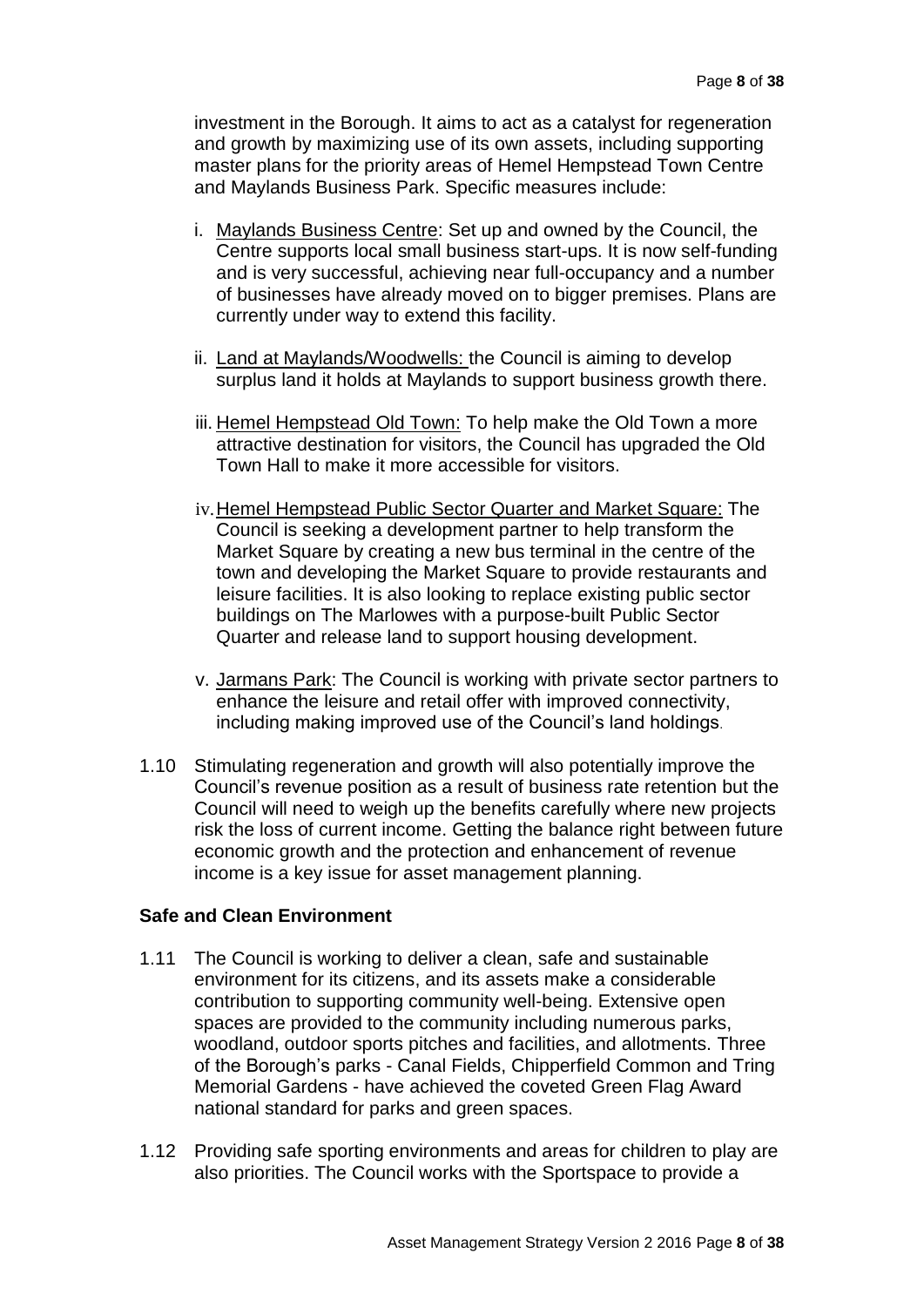investment in the Borough. It aims to act as a catalyst for regeneration and growth by maximizing use of its own assets, including supporting master plans for the priority areas of Hemel Hempstead Town Centre and Maylands Business Park. Specific measures include:

i. Maylands Business Centre: Set up and owned by the Council, the Centre supports local small business start-ups. It is now self-funding and is very successful, achieving near full-occupancy and a number of businesses have already moved on to bigger premises. Plans are currently under way to extend this facility.

ii. Land at Maylands/Woodwells: the Council is aiming to develop surplus land it holds at Maylands to support business growth there.

iii. Hemel Hempstead Old Town: To help make the Old Town a more attractive destination for visitors, the Council has upgraded the Old Town Hall to make it more accessible for visitors.

iv. Hemel Hempstead Public Sector Quarter and Market Square: The Council is seeking a development partner to help transform the Market Square by creating a new bus terminal in the centre of the town and developing the Market Square to provide restaurants and leisure facilities. It is also looking to replace existing public sector buildings on The Marlowes with a purpose-built Public Sector Quarter and release land to support housing development.

v. Jarmans Park: The Council is working with private sector partners to enhance the leisure and retail offer with improved connectivity, including making improved use of the Council's land holdings.

1.10 Stimulating regeneration and growth will also potentially improve the Council's revenue position as a result of business rate retention but the Council will need to weigh up the benefits carefully where new projects risk the loss of current income. Getting the balance right between future economic growth and the protection and enhancement of revenue income is a key issue for asset management planning.

**Safe and Clean Environment**

1.11 The Council is working to deliver a clean, safe and sustainable environment for its citizens, and its assets make a considerable contribution to supporting community well-being. Extensive open spaces are provided to the community including numerous parks, woodland, outdoor sports pitches and facilities, and allotments. Three of the Borough's parks - Canal Fields, Chipperfield Common and Tring Memorial Gardens - have achieved the coveted Green Flag Award national standard for parks and green spaces.

1.12 Providing safe sporting environments and areas for children to play are also priorities. The Council works with the Sportspace to provide a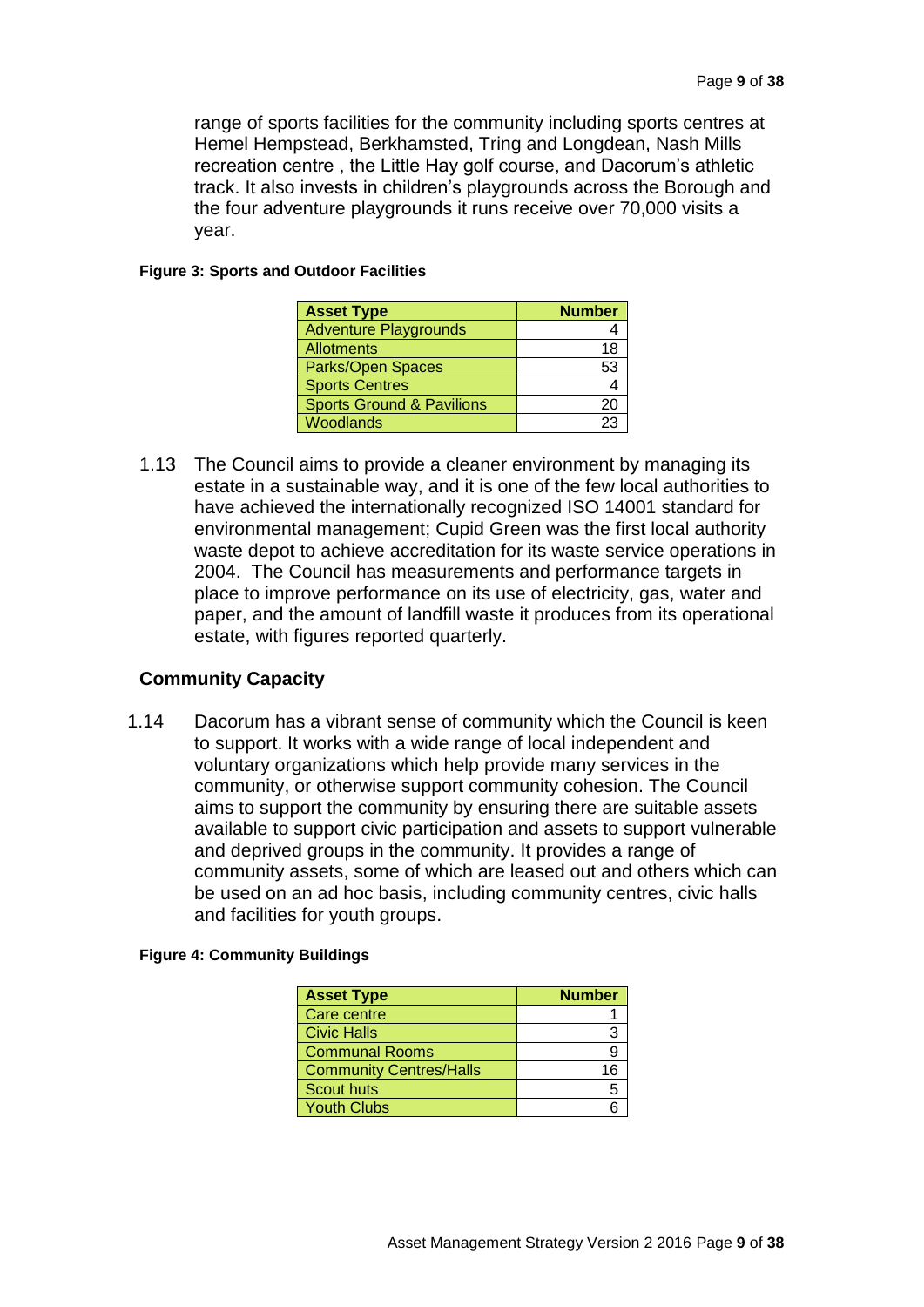range of sports facilities for the community including sports centres at Hemel Hempstead, Berkhamsted, Tring and Longdean, Nash Mills recreation centre , the Little Hay golf course, and Dacorum's athletic track. It also invests in children's playgrounds across the Borough and the four adventure playgrounds it runs receive over 70,000 visits a year.

**Figure 3: Sports and Outdoor Facilities**

| Asset Type | Number |
|---|---|
| Adventure Playgrounds | 4 |
| Allotments | 18 |
| Parks/Open Spaces | 53 |
| Sports Centres | 4 |
| Sports Ground & Pavilions | 20 |
| Woodlands | 23 |

1.13 The Council aims to provide a cleaner environment by managing its estate in a sustainable way, and it is one of the few local authorities to have achieved the internationally recognized ISO 14001 standard for environmental management; Cupid Green was the first local authority waste depot to achieve accreditation for its waste service operations in 2004. The Council has measurements and performance targets in place to improve performance on its use of electricity, gas, water and paper, and the amount of landfill waste it produces from its operational estate, with figures reported quarterly.

## Community Capacity

1.14 Dacorum has a vibrant sense of community which the Council is keen to support. It works with a wide range of local independent and voluntary organizations which help provide many services in the community, or otherwise support community cohesion. The Council aims to support the community by ensuring there are suitable assets available to support civic participation and assets to support vulnerable and deprived groups in the community. It provides a range of community assets, some of which are leased out and others which can be used on an ad hoc basis, including community centres, civic halls and facilities for youth groups.

**Figure 4: Community Buildings**

| Asset Type | Number |
|---|---|
| Care centre | 1 |
| Civic Halls | 3 |
| Communal Rooms | 9 |
| Community Centres/Halls | 16 |
| Scout huts | 5 |
| Youth Clubs | 6 |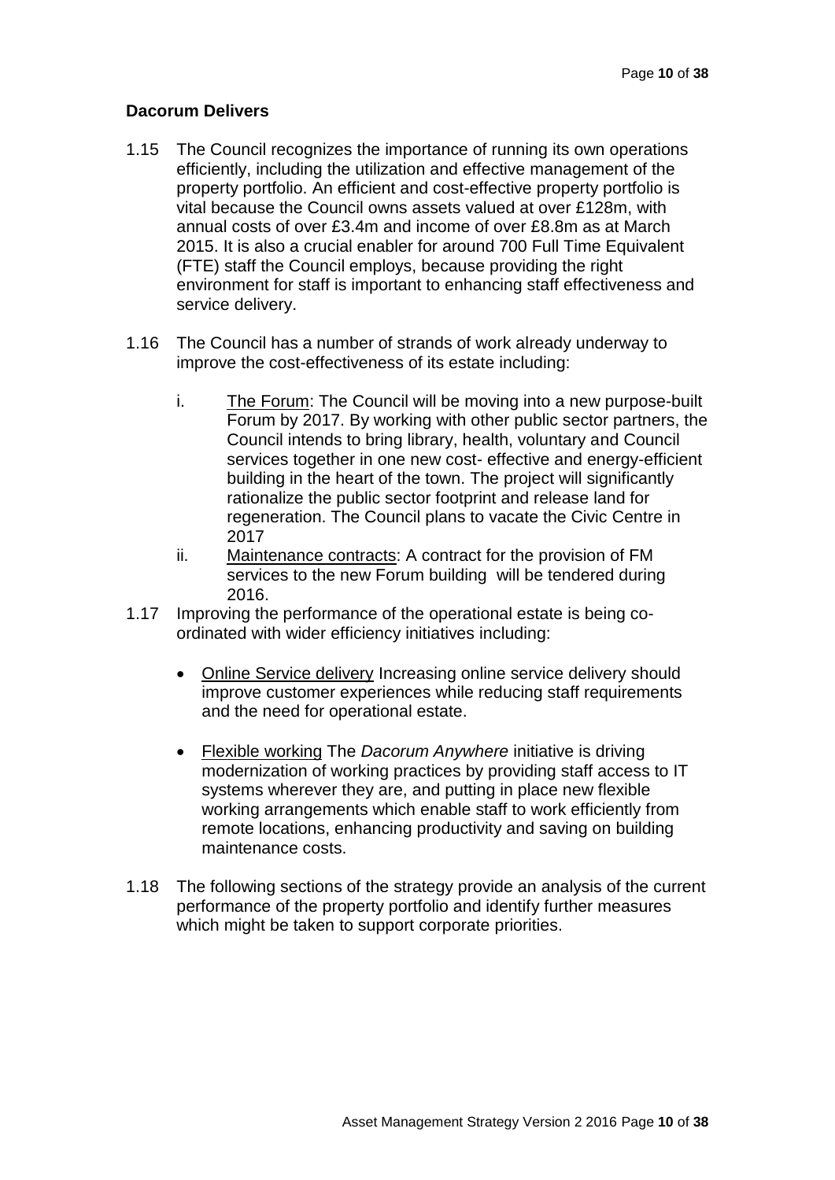**Dacorum Delivers**

1.15 The Council recognizes the importance of running its own operations efficiently, including the utilization and effective management of the property portfolio. An efficient and cost-effective property portfolio is vital because the Council owns assets valued at over £128m, with annual costs of over £3.4m and income of over £8.8m as at March 2015. It is also a crucial enabler for around 700 Full Time Equivalent (FTE) staff the Council employs, because providing the right environment for staff is important to enhancing staff effectiveness and service delivery.

1.16 The Council has a number of strands of work already underway to improve the cost-effectiveness of its estate including:

   i. The Forum: The Council will be moving into a new purpose-built Forum by 2017. By working with other public sector partners, the Council intends to bring library, health, voluntary and Council services together in one new cost- effective and energy-efficient building in the heart of the town. The project will significantly rationalize the public sector footprint and release land for regeneration. The Council plans to vacate the Civic Centre in 2017

   ii. Maintenance contracts: A contract for the provision of FM services to the new Forum building will be tendered during 2016.

1.17 Improving the performance of the operational estate is being co-ordinated with wider efficiency initiatives including:

   - Online Service delivery Increasing online service delivery should improve customer experiences while reducing staff requirements and the need for operational estate.

   - Flexible working The *Dacorum Anywhere* initiative is driving modernization of working practices by providing staff access to IT systems wherever they are, and putting in place new flexible working arrangements which enable staff to work efficiently from remote locations, enhancing productivity and saving on building maintenance costs.

1.18 The following sections of the strategy provide an analysis of the current performance of the property portfolio and identify further measures which might be taken to support corporate priorities.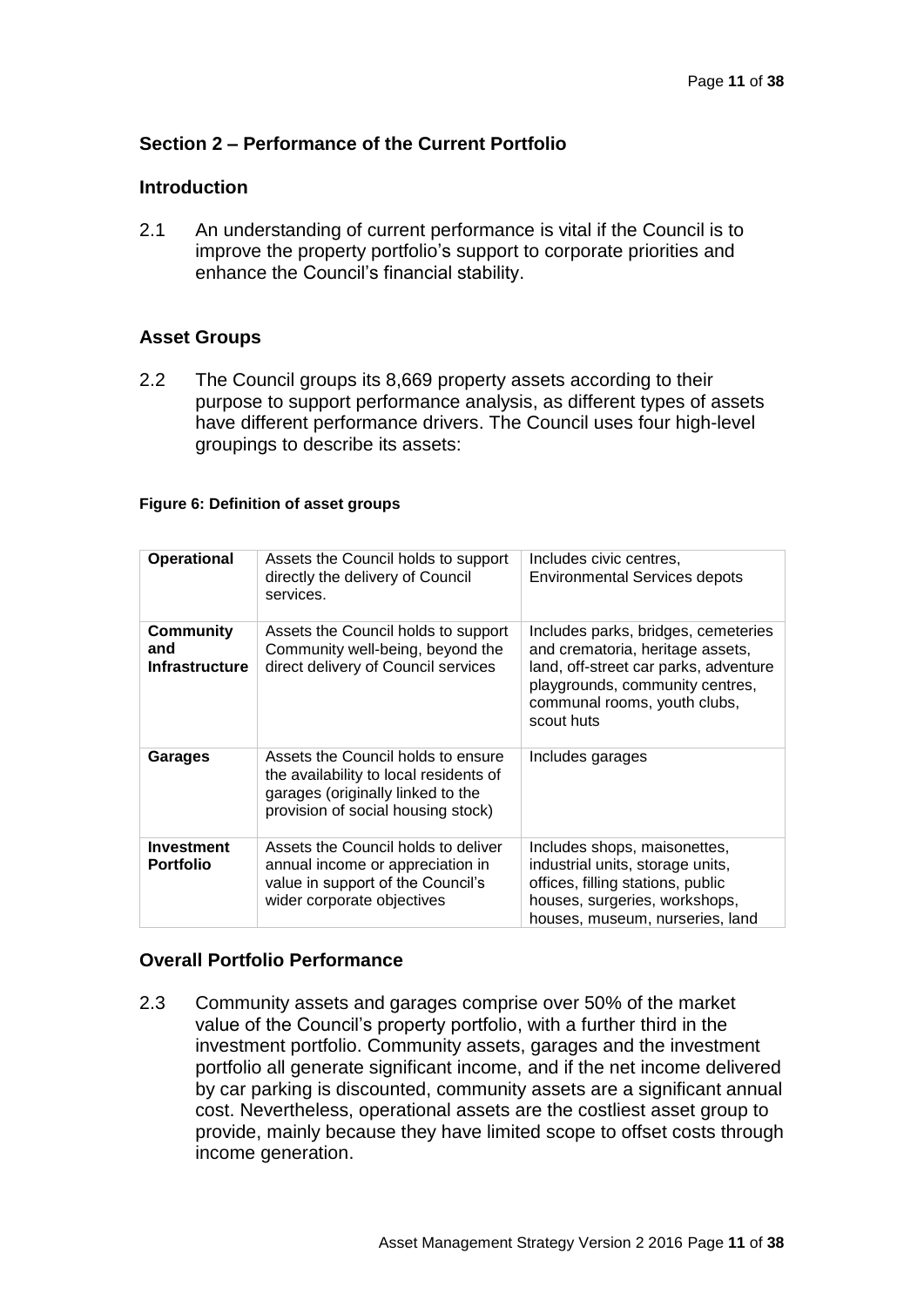## Section 2 – Performance of the Current Portfolio

### Introduction

2.1 An understanding of current performance is vital if the Council is to improve the property portfolio's support to corporate priorities and enhance the Council's financial stability.

### Asset Groups

2.2 The Council groups its 8,669 property assets according to their purpose to support performance analysis, as different types of assets have different performance drivers. The Council uses four high-level groupings to describe its assets:

**Figure 6: Definition of asset groups**

| | | |
|---|---|---|
| **Operational** | Assets the Council holds to support directly the delivery of Council services. | Includes civic centres, Environmental Services depots |
| **Community and Infrastructure** | Assets the Council holds to support Community well-being, beyond the direct delivery of Council services | Includes parks, bridges, cemeteries and crematoria, heritage assets, land, off-street car parks, adventure playgrounds, community centres, communal rooms, youth clubs, scout huts |
| **Garages** | Assets the Council holds to ensure the availability to local residents of garages (originally linked to the provision of social housing stock) | Includes garages |
| **Investment Portfolio** | Assets the Council holds to deliver annual income or appreciation in value in support of the Council's wider corporate objectives | Includes shops, maisonettes, industrial units, storage units, offices, filling stations, public houses, surgeries, workshops, houses, museum, nurseries, land |

### Overall Portfolio Performance

2.3 Community assets and garages comprise over 50% of the market value of the Council's property portfolio, with a further third in the investment portfolio. Community assets, garages and the investment portfolio all generate significant income, and if the net income delivered by car parking is discounted, community assets are a significant annual cost. Nevertheless, operational assets are the costliest asset group to provide, mainly because they have limited scope to offset costs through income generation.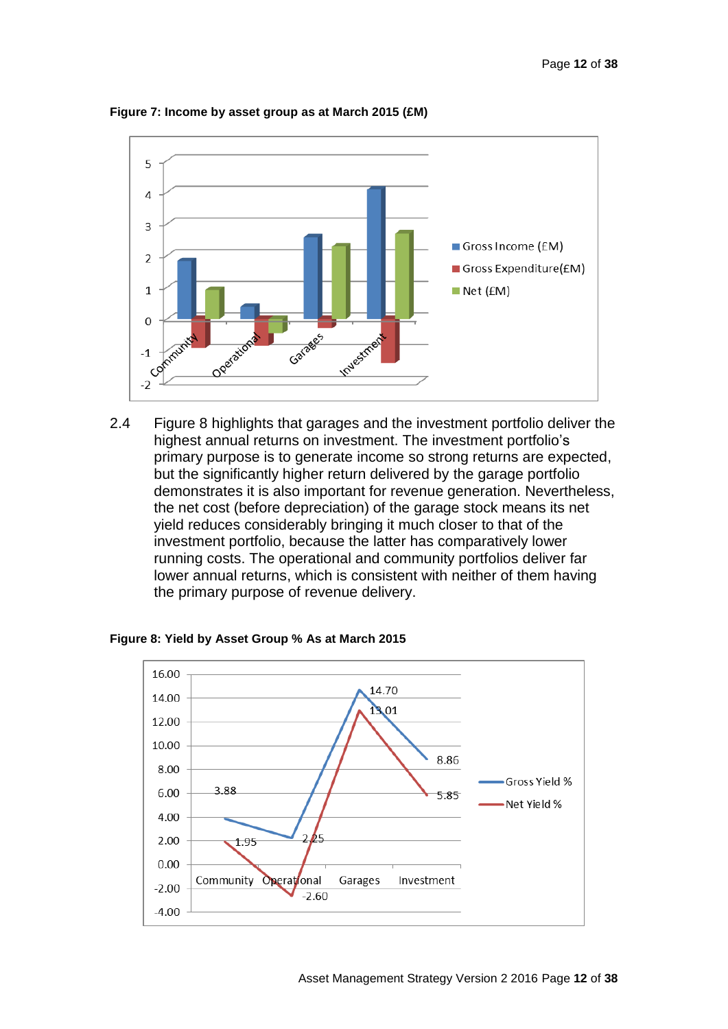**Figure 7: Income by asset group as at March 2015 (£M)**

2.4 Figure 8 highlights that garages and the investment portfolio deliver the highest annual returns on investment. The investment portfolio's primary purpose is to generate income so strong returns are expected, but the significantly higher return delivered by the garage portfolio demonstrates it is also important for revenue generation. Nevertheless, the net cost (before depreciation) of the garage stock means its net yield reduces considerably bringing it much closer to that of the investment portfolio, because the latter has comparatively lower running costs. The operational and community portfolios deliver far lower annual returns, which is consistent with neither of them having the primary purpose of revenue delivery.

**Figure 8: Yield by Asset Group % As at March 2015**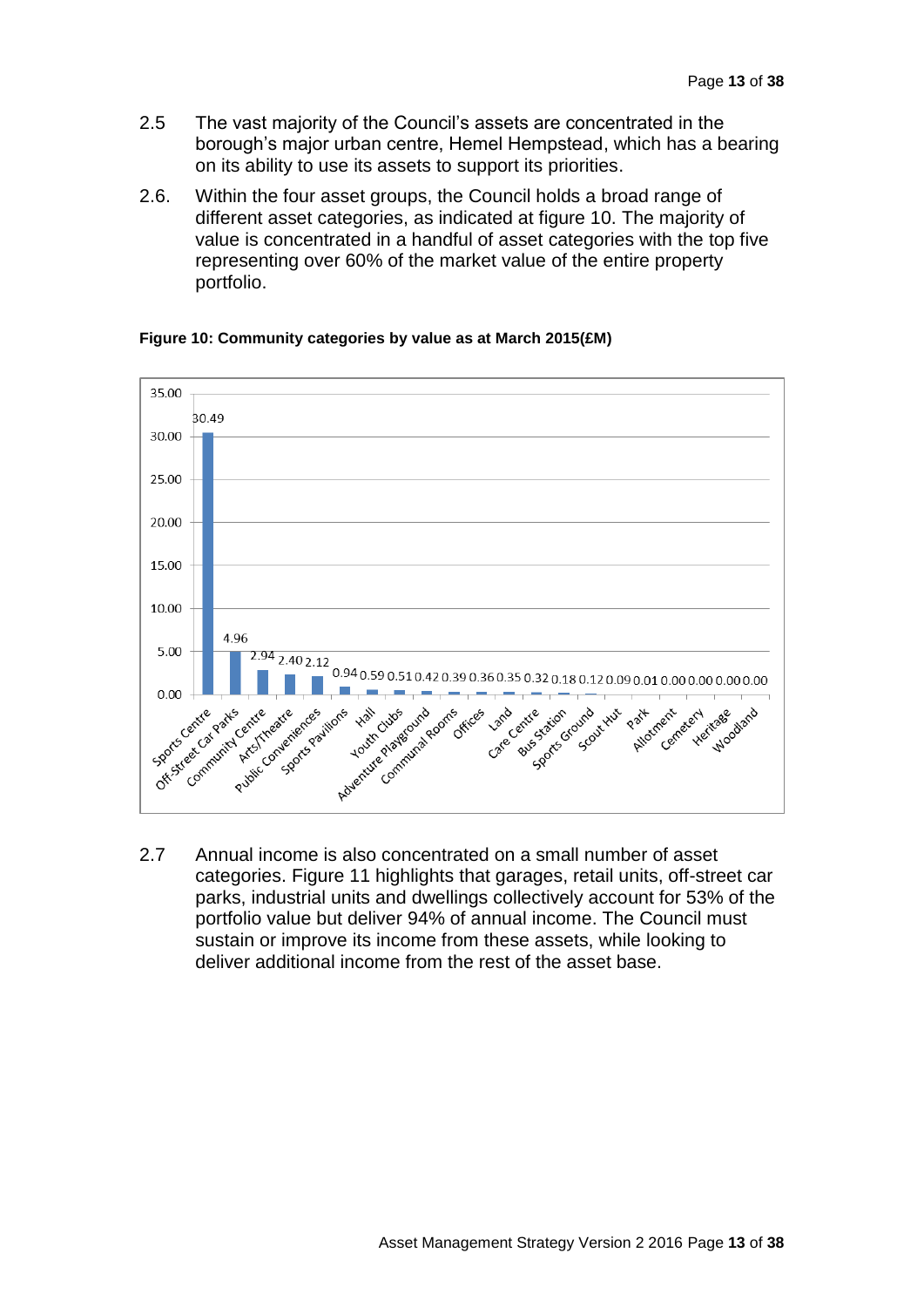2.5 The vast majority of the Council's assets are concentrated in the borough's major urban centre, Hemel Hempstead, which has a bearing on its ability to use its assets to support its priorities.

2.6. Within the four asset groups, the Council holds a broad range of different asset categories, as indicated at figure 10. The majority of value is concentrated in a handful of asset categories with the top five representing over 60% of the market value of the entire property portfolio.

**Figure 10: Community categories by value as at March 2015(£M)**

| Category | Value (£M) |
|---|---|
| Sports Centre | 30.49 |
| Off-Street Car Parks | 4.96 |
| Community Centre | 2.94 |
| Arts/Theatre | 2.40 |
| Public Conveniences | 2.12 |
| Sports Pavilions | 0.94 |
| Hall | 0.59 |
| Youth Clubs | 0.51 |
| Adventure Playground | 0.42 |
| Communal Rooms | 0.39 |
| Offices | 0.36 |
| Land | 0.35 |
| Care Centre | 0.32 |
| Bus Station | 0.18 |
| Sports Ground | 0.12 |
| Scout Hut | 0.09 |
| Park | 0.01 |
| Allotment | 0.00 |
| Cemetery | 0.00 |
| Heritage | 0.00 |
| Woodland | 0.00 |

2.7 Annual income is also concentrated on a small number of asset categories. Figure 11 highlights that garages, retail units, off-street car parks, industrial units and dwellings collectively account for 53% of the portfolio value but deliver 94% of annual income. The Council must sustain or improve its income from these assets, while looking to deliver additional income from the rest of the asset base.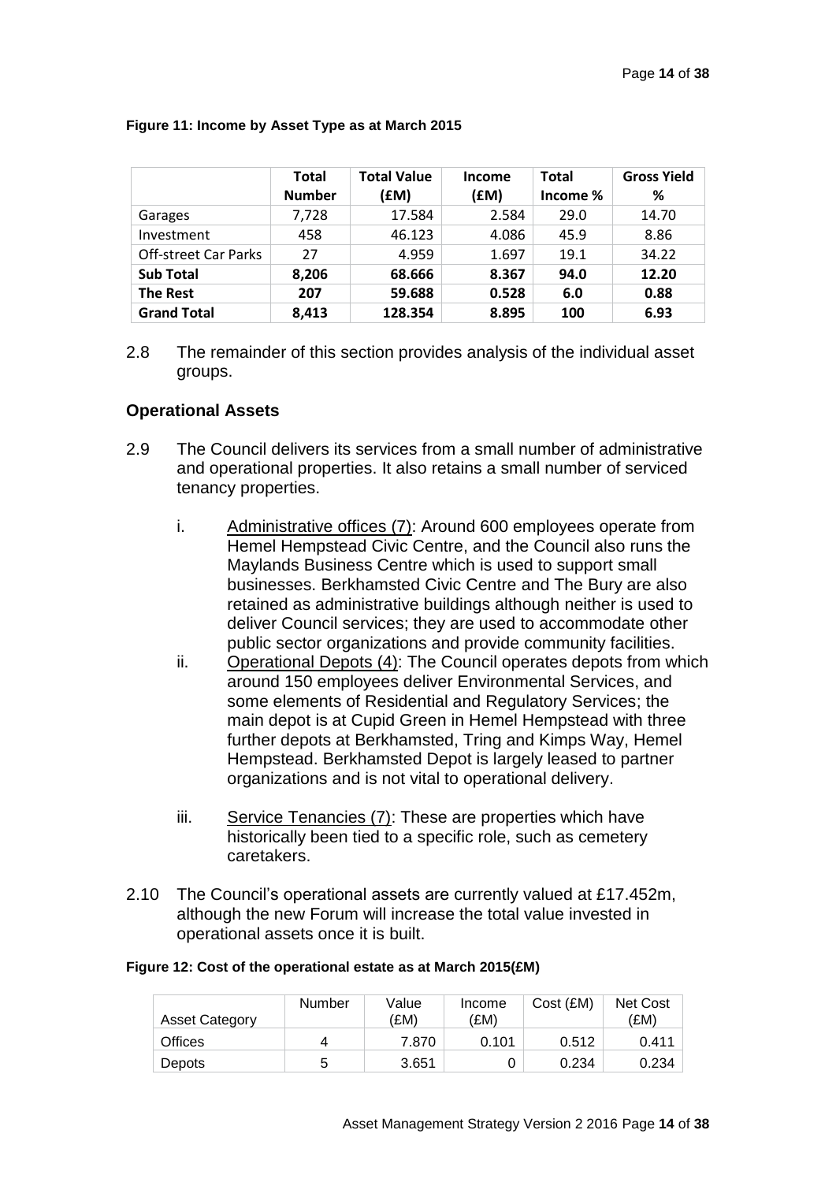**Figure 11: Income by Asset Type as at March 2015**

| | Total Number | Total Value (£M) | Income (£M) | Total Income % | Gross Yield % |
|---|---|---|---|---|---|
| Garages | 7,728 | 17.584 | 2.584 | 29.0 | 14.70 |
| Investment | 458 | 46.123 | 4.086 | 45.9 | 8.86 |
| Off-street Car Parks | 27 | 4.959 | 1.697 | 19.1 | 34.22 |
| **Sub Total** | **8,206** | **68.666** | **8.367** | **94.0** | **12.20** |
| **The Rest** | **207** | **59.688** | **0.528** | **6.0** | **0.88** |
| **Grand Total** | **8,413** | **128.354** | **8.895** | **100** | **6.93** |

2.8 The remainder of this section provides analysis of the individual asset groups.

### Operational Assets

2.9 The Council delivers its services from a small number of administrative and operational properties. It also retains a small number of serviced tenancy properties.

i. Administrative offices (7): Around 600 employees operate from Hemel Hempstead Civic Centre, and the Council also runs the Maylands Business Centre which is used to support small businesses. Berkhamsted Civic Centre and The Bury are also retained as administrative buildings although neither is used to deliver Council services; they are used to accommodate other public sector organizations and provide community facilities.

ii. Operational Depots (4): The Council operates depots from which around 150 employees deliver Environmental Services, and some elements of Residential and Regulatory Services; the main depot is at Cupid Green in Hemel Hempstead with three further depots at Berkhamsted, Tring and Kimps Way, Hemel Hempstead. Berkhamsted Depot is largely leased to partner organizations and is not vital to operational delivery.

iii. Service Tenancies (7): These are properties which have historically been tied to a specific role, such as cemetery caretakers.

2.10 The Council's operational assets are currently valued at £17.452m, although the new Forum will increase the total value invested in operational assets once it is built.

**Figure 12: Cost of the operational estate as at March 2015(£M)**

| Asset Category | Number | Value (£M) | Income (£M) | Cost (£M) | Net Cost (£M) |
|---|---|---|---|---|---|
| Offices | 4 | 7.870 | 0.101 | 0.512 | 0.411 |
| Depots | 5 | 3.651 | 0 | 0.234 | 0.234 |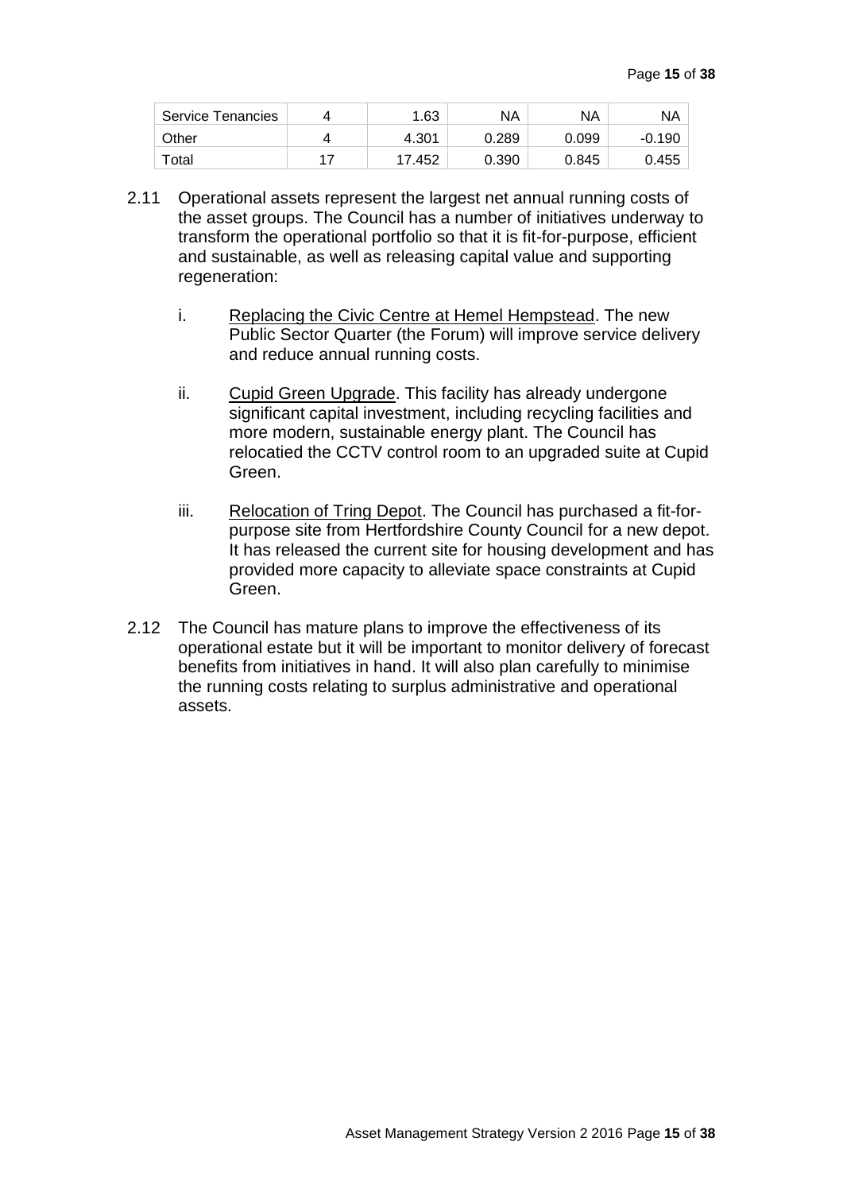| Service Tenancies | 4 | 1.63 | NA | NA | NA |
|---|---|---|---|---|---|
| Other | 4 | 4.301 | 0.289 | 0.099 | -0.190 |
| Total | 17 | 17.452 | 0.390 | 0.845 | 0.455 |

2.11 Operational assets represent the largest net annual running costs of the asset groups. The Council has a number of initiatives underway to transform the operational portfolio so that it is fit-for-purpose, efficient and sustainable, as well as releasing capital value and supporting regeneration:

i. Replacing the Civic Centre at Hemel Hempstead. The new Public Sector Quarter (the Forum) will improve service delivery and reduce annual running costs.

ii. Cupid Green Upgrade. This facility has already undergone significant capital investment, including recycling facilities and more modern, sustainable energy plant. The Council has relocatied the CCTV control room to an upgraded suite at Cupid Green.

iii. Relocation of Tring Depot. The Council has purchased a fit-for-purpose site from Hertfordshire County Council for a new depot. It has released the current site for housing development and has provided more capacity to alleviate space constraints at Cupid Green.

2.12 The Council has mature plans to improve the effectiveness of its operational estate but it will be important to monitor delivery of forecast benefits from initiatives in hand. It will also plan carefully to minimise the running costs relating to surplus administrative and operational assets.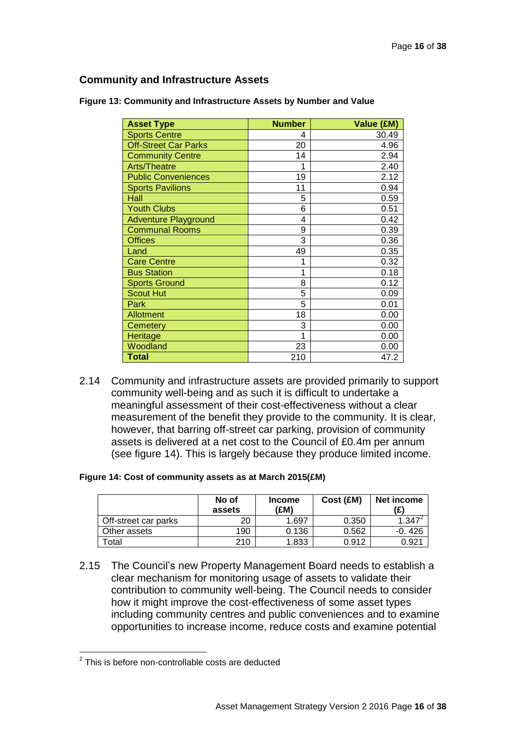## Community and Infrastructure Assets

**Figure 13: Community and Infrastructure Assets by Number and Value**

| Asset Type | Number | Value (£M) |
|---|---|---|
| Sports Centre | 4 | 30.49 |
| Off-Street Car Parks | 20 | 4.96 |
| Community Centre | 14 | 2.94 |
| Arts/Theatre | 1 | 2.40 |
| Public Conveniences | 19 | 2.12 |
| Sports Pavilions | 11 | 0.94 |
| Hall | 5 | 0.59 |
| Youth Clubs | 6 | 0.51 |
| Adventure Playground | 4 | 0.42 |
| Communal Rooms | 9 | 0.39 |
| Offices | 3 | 0.36 |
| Land | 49 | 0.35 |
| Care Centre | 1 | 0.32 |
| Bus Station | 1 | 0.18 |
| Sports Ground | 8 | 0.12 |
| Scout Hut | 5 | 0.09 |
| Park | 5 | 0.01 |
| Allotment | 18 | 0.00 |
| Cemetery | 3 | 0.00 |
| Heritage | 1 | 0.00 |
| Woodland | 23 | 0.00 |
| **Total** | 210 | 47.2 |

2.14 Community and infrastructure assets are provided primarily to support community well-being and as such it is difficult to undertake a meaningful assessment of their cost-effectiveness without a clear measurement of the benefit they provide to the community. It is clear, however, that barring off-street car parking, provision of community assets is delivered at a net cost to the Council of £0.4m per annum (see figure 14). This is largely because they produce limited income.

**Figure 14: Cost of community assets as at March 2015(£M)**

| | No of assets | Income (£M) | Cost (£M) | Net income (£) |
|---|---|---|---|---|
| Off-street car parks | 20 | 1.697 | 0.350 | 1.347[2] |
| Other assets | 190 | 0.136 | 0.562 | -0. 426 |
| Total | 210 | 1.833 | 0.912 | 0.921 |

2.15 The Council's new Property Management Board needs to establish a clear mechanism for monitoring usage of assets to validate their contribution to community well-being. The Council needs to consider how it might improve the cost-effectiveness of some asset types including community centres and public conveniences and to examine opportunities to increase income, reduce costs and examine potential

[2] This is before non-controllable costs are deducted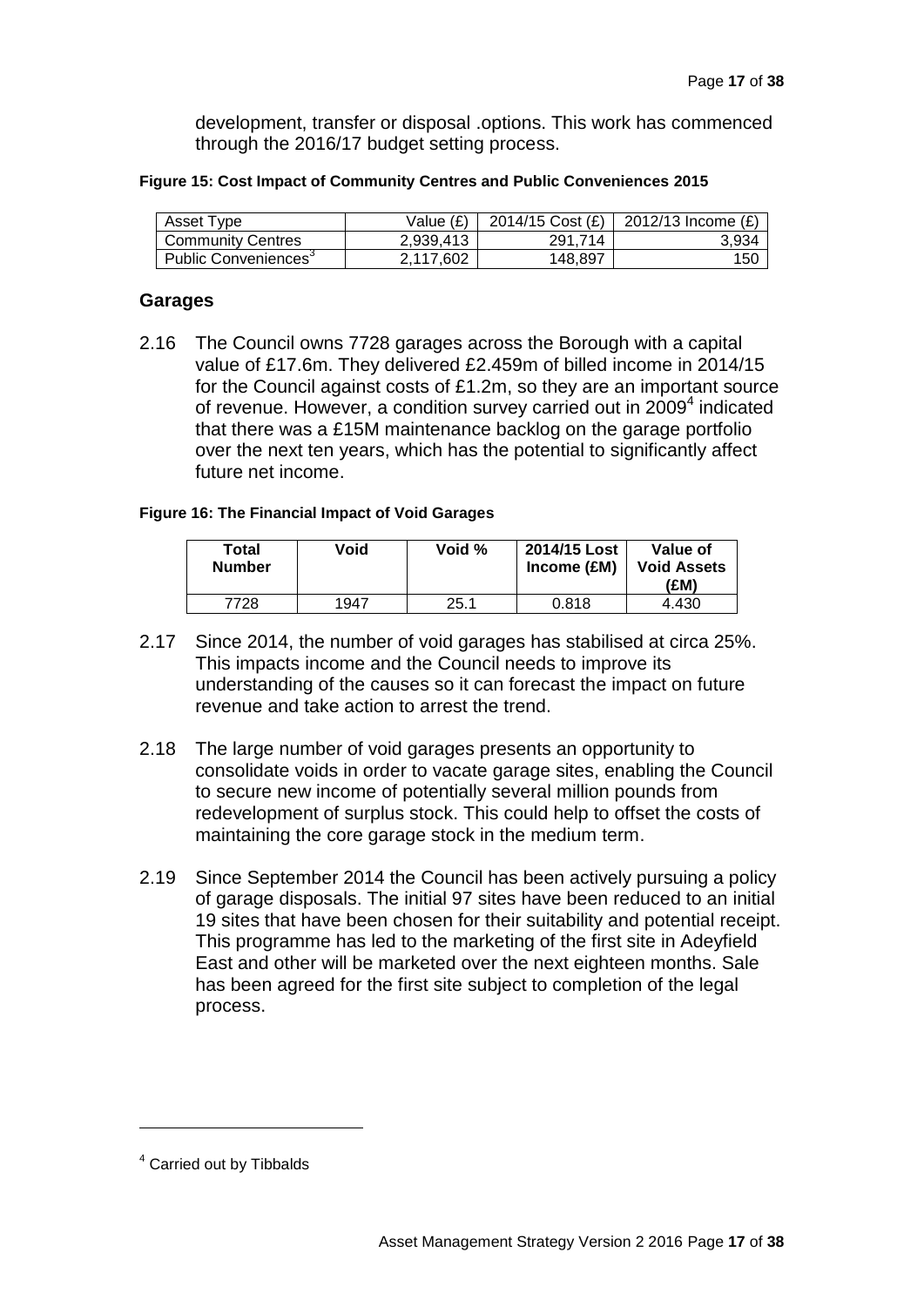development, transfer or disposal .options. This work has commenced through the 2016/17 budget setting process.

**Figure 15: Cost Impact of Community Centres and Public Conveniences 2015**

| Asset Type | Value (£) | 2014/15 Cost (£) | 2012/13 Income (£) |
|---|---|---|---|
| Community Centres | 2,939,413 | 291,714 | 3,934 |
| Public Conveniences[3] | 2,117,602 | 148,897 | 150 |

## Garages

2.16 The Council owns 7728 garages across the Borough with a capital value of £17.6m. They delivered £2.459m of billed income in 2014/15 for the Council against costs of £1.2m, so they are an important source of revenue. However, a condition survey carried out in 2009[4] indicated that there was a £15M maintenance backlog on the garage portfolio over the next ten years, which has the potential to significantly affect future net income.

**Figure 16: The Financial Impact of Void Garages**

| Total Number | Void | Void % | 2014/15 Lost Income (£M) | Value of Void Assets (£M) |
|---|---|---|---|---|
| 7728 | 1947 | 25.1 | 0.818 | 4.430 |

2.17 Since 2014, the number of void garages has stabilised at circa 25%. This impacts income and the Council needs to improve its understanding of the causes so it can forecast the impact on future revenue and take action to arrest the trend.

2.18 The large number of void garages presents an opportunity to consolidate voids in order to vacate garage sites, enabling the Council to secure new income of potentially several million pounds from redevelopment of surplus stock. This could help to offset the costs of maintaining the core garage stock in the medium term.

2.19 Since September 2014 the Council has been actively pursuing a policy of garage disposals. The initial 97 sites have been reduced to an initial 19 sites that have been chosen for their suitability and potential receipt. This programme has led to the marketing of the first site in Adeyfield East and other will be marketed over the next eighteen months. Sale has been agreed for the first site subject to completion of the legal process.

[4] Carried out by Tibbalds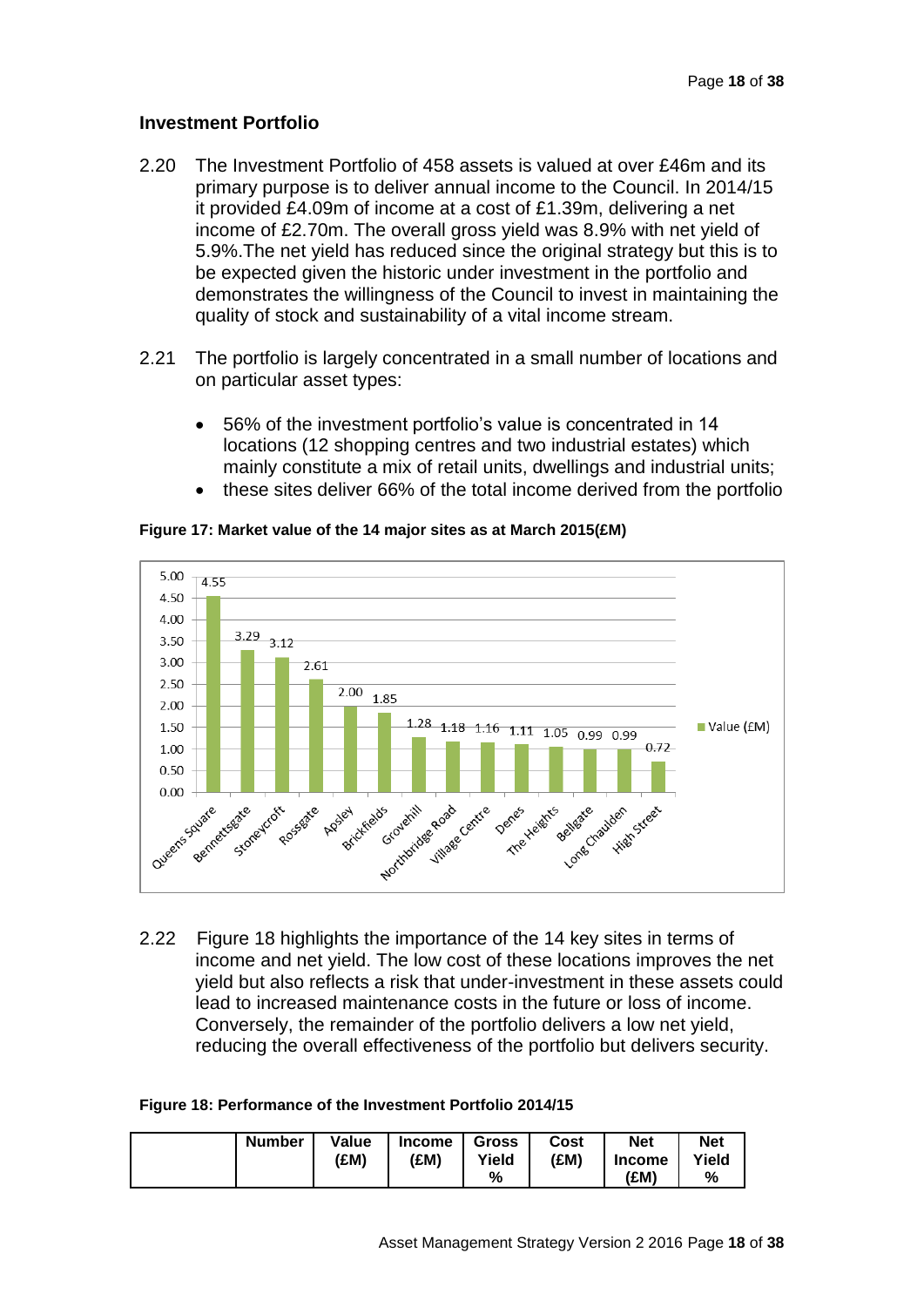## Investment Portfolio

2.20 The Investment Portfolio of 458 assets is valued at over £46m and its primary purpose is to deliver annual income to the Council. In 2014/15 it provided £4.09m of income at a cost of £1.39m, delivering a net income of £2.70m. The overall gross yield was 8.9% with net yield of 5.9%.The net yield has reduced since the original strategy but this is to be expected given the historic under investment in the portfolio and demonstrates the willingness of the Council to invest in maintaining the quality of stock and sustainability of a vital income stream.

2.21 The portfolio is largely concentrated in a small number of locations and on particular asset types:

- 56% of the investment portfolio's value is concentrated in 14 locations (12 shopping centres and two industrial estates) which mainly constitute a mix of retail units, dwellings and industrial units;
- these sites deliver 66% of the total income derived from the portfolio

**Figure 17: Market value of the 14 major sites as at March 2015(£M)**

| Site | Value (£M) |
|---|---|
| Queens Square | 4.55 |
| Bennettsgate | 3.29 |
| Stoneycroft | 3.12 |
| Rossgate | 2.61 |
| Apsley | 2.00 |
| Brickfields | 1.85 |
| Grovehill | 1.28 |
| Northbridge Road | 1.18 |
| Village Centre | 1.16 |
| Denes | 1.11 |
| The Heights | 1.05 |
| Bellgate | 0.99 |
| Long Chaulden | 0.99 |
| High Street | 0.72 |

2.22 Figure 18 highlights the importance of the 14 key sites in terms of income and net yield. The low cost of these locations improves the net yield but also reflects a risk that under-investment in these assets could lead to increased maintenance costs in the future or loss of income. Conversely, the remainder of the portfolio delivers a low net yield, reducing the overall effectiveness of the portfolio but delivers security.

**Figure 18: Performance of the Investment Portfolio 2014/15**

| | Number | Value (£M) | Income (£M) | Gross Yield % | Cost (£M) | Net Income (£M) | Net Yield % |
|---|---|---|---|---|---|---|---|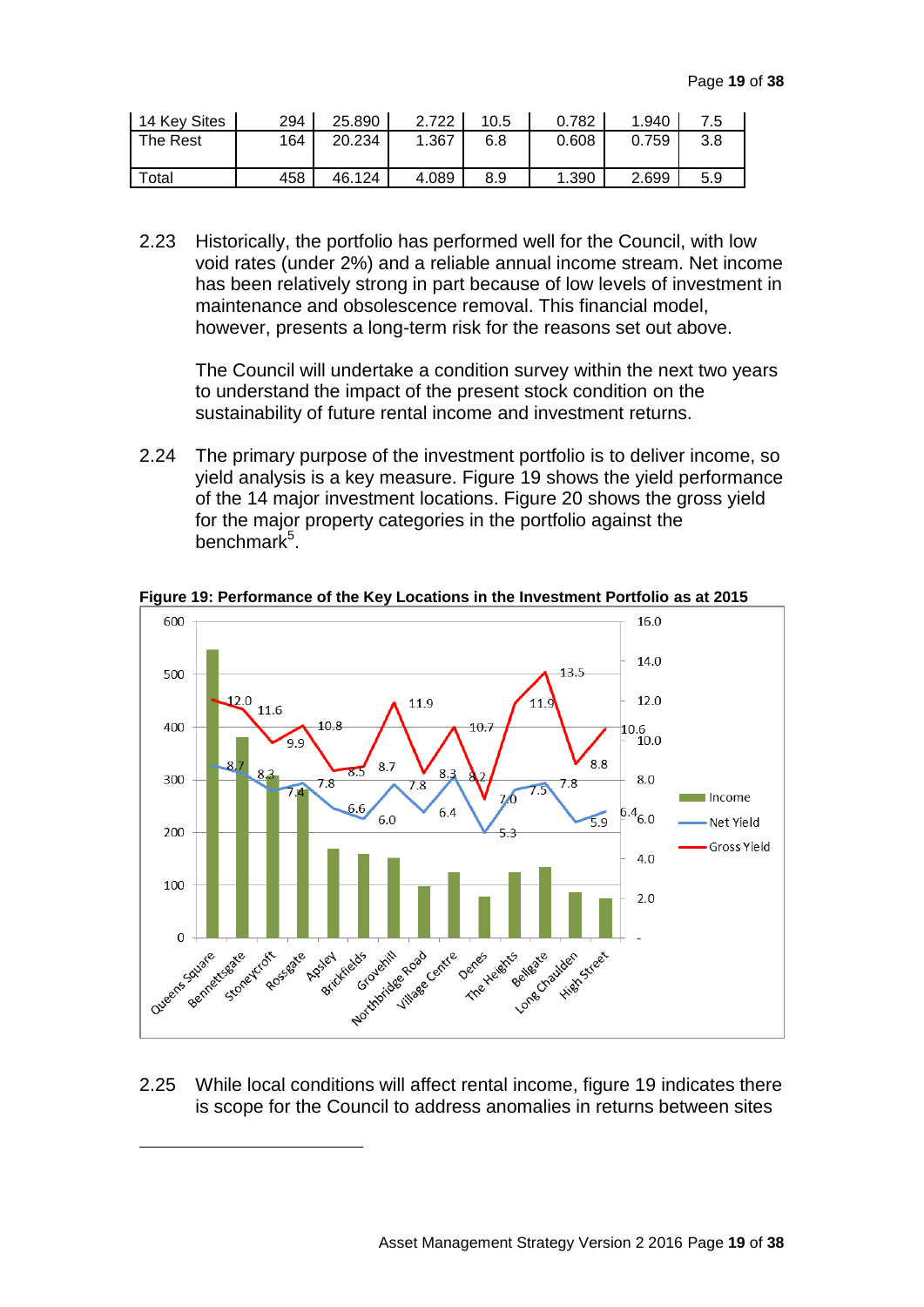| 14 Key Sites | 294 | 25.890 | 2.722 | 10.5 | 0.782 | 1.940 | 7.5 |
|---|---|---|---|---|---|---|---|
| The Rest | 164 | 20.234 | 1.367 | 6.8 | 0.608 | 0.759 | 3.8 |
| Total | 458 | 46.124 | 4.089 | 8.9 | 1.390 | 2.699 | 5.9 |

2.23 Historically, the portfolio has performed well for the Council, with low void rates (under 2%) and a reliable annual income stream. Net income has been relatively strong in part because of low levels of investment in maintenance and obsolescence removal. This financial model, however, presents a long-term risk for the reasons set out above.

The Council will undertake a condition survey within the next two years to understand the impact of the present stock condition on the sustainability of future rental income and investment returns.

2.24 The primary purpose of the investment portfolio is to deliver income, so yield analysis is a key measure. Figure 19 shows the yield performance of the 14 major investment locations. Figure 20 shows the gross yield for the major property categories in the portfolio against the benchmark[5].

**Figure 19: Performance of the Key Locations in the Investment Portfolio as at 2015**

2.25 While local conditions will affect rental income, figure 19 indicates there is scope for the Council to address anomalies in returns between sites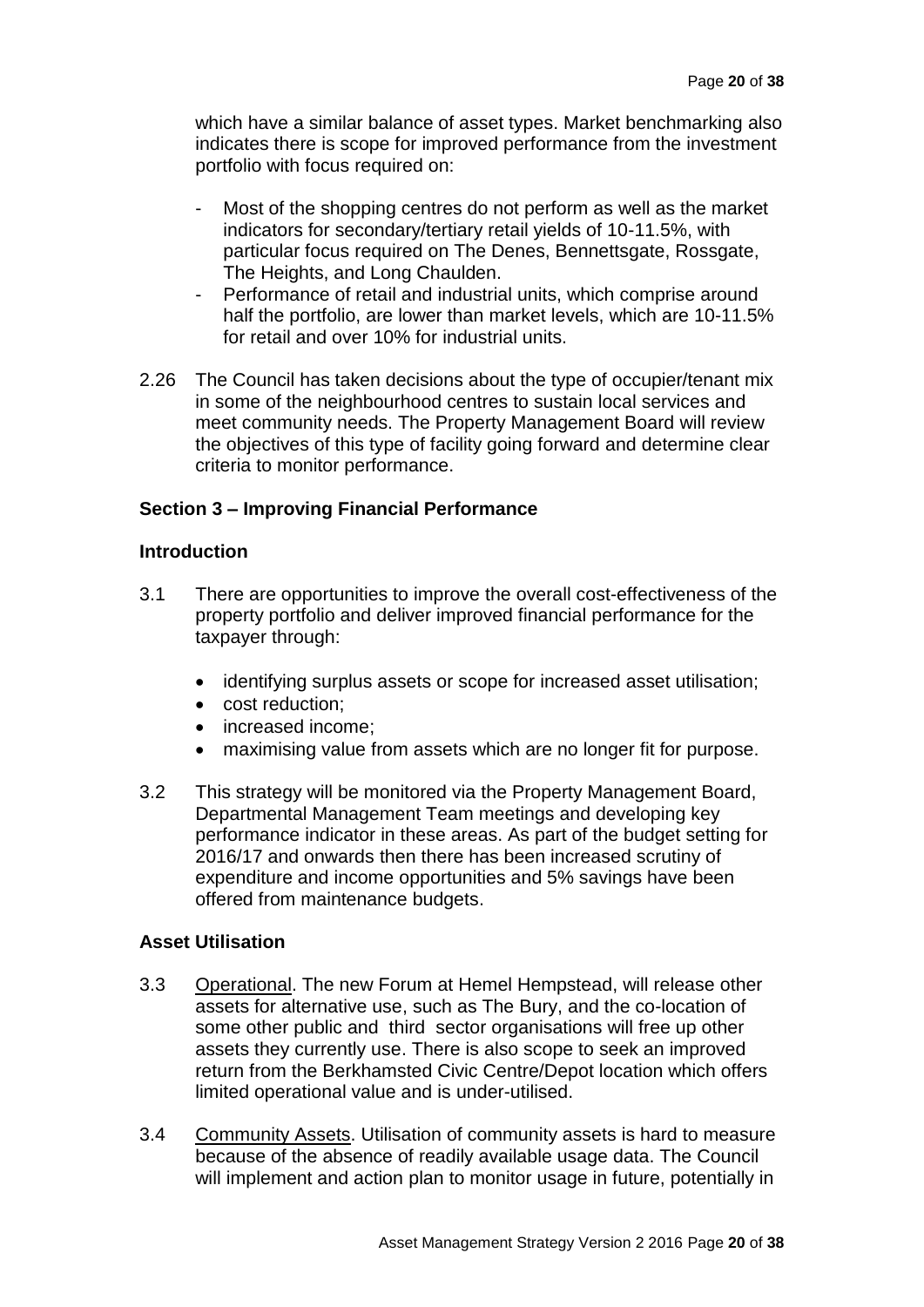which have a similar balance of asset types. Market benchmarking also indicates there is scope for improved performance from the investment portfolio with focus required on:

- Most of the shopping centres do not perform as well as the market indicators for secondary/tertiary retail yields of 10-11.5%, with particular focus required on The Denes, Bennettsgate, Rossgate, The Heights, and Long Chaulden.
- Performance of retail and industrial units, which comprise around half the portfolio, are lower than market levels, which are 10-11.5% for retail and over 10% for industrial units.

2.26 The Council has taken decisions about the type of occupier/tenant mix in some of the neighbourhood centres to sustain local services and meet community needs. The Property Management Board will review the objectives of this type of facility going forward and determine clear criteria to monitor performance.

## Section 3 – Improving Financial Performance

### Introduction

3.1 There are opportunities to improve the overall cost-effectiveness of the property portfolio and deliver improved financial performance for the taxpayer through:

- identifying surplus assets or scope for increased asset utilisation;
- cost reduction;
- increased income;
- maximising value from assets which are no longer fit for purpose.

3.2 This strategy will be monitored via the Property Management Board, Departmental Management Team meetings and developing key performance indicator in these areas. As part of the budget setting for 2016/17 and onwards then there has been increased scrutiny of expenditure and income opportunities and 5% savings have been offered from maintenance budgets.

### Asset Utilisation

3.3 Operational. The new Forum at Hemel Hempstead, will release other assets for alternative use, such as The Bury, and the co-location of some other public and third sector organisations will free up other assets they currently use. There is also scope to seek an improved return from the Berkhamsted Civic Centre/Depot location which offers limited operational value and is under-utilised.

3.4 Community Assets. Utilisation of community assets is hard to measure because of the absence of readily available usage data. The Council will implement and action plan to monitor usage in future, potentially in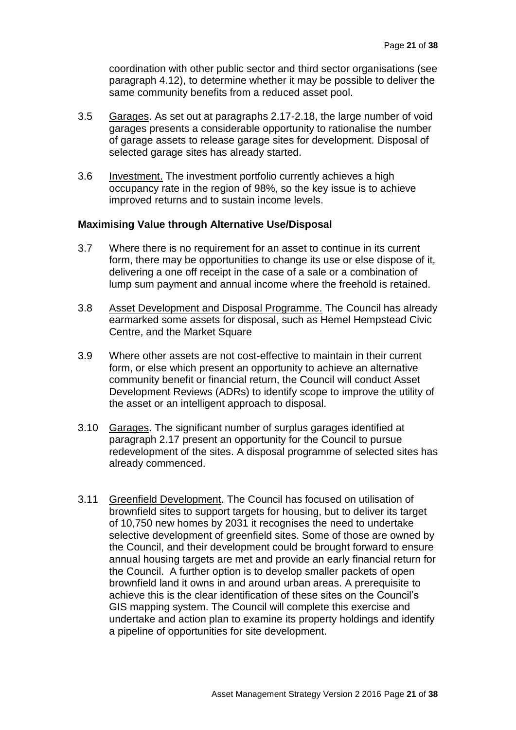coordination with other public sector and third sector organisations (see paragraph 4.12), to determine whether it may be possible to deliver the same community benefits from a reduced asset pool.

3.5 Garages. As set out at paragraphs 2.17-2.18, the large number of void garages presents a considerable opportunity to rationalise the number of garage assets to release garage sites for development. Disposal of selected garage sites has already started.

3.6 Investment. The investment portfolio currently achieves a high occupancy rate in the region of 98%, so the key issue is to achieve improved returns and to sustain income levels.

**Maximising Value through Alternative Use/Disposal**

3.7 Where there is no requirement for an asset to continue in its current form, there may be opportunities to change its use or else dispose of it, delivering a one off receipt in the case of a sale or a combination of lump sum payment and annual income where the freehold is retained.

3.8 Asset Development and Disposal Programme. The Council has already earmarked some assets for disposal, such as Hemel Hempstead Civic Centre, and the Market Square

3.9 Where other assets are not cost-effective to maintain in their current form, or else which present an opportunity to achieve an alternative community benefit or financial return, the Council will conduct Asset Development Reviews (ADRs) to identify scope to improve the utility of the asset or an intelligent approach to disposal.

3.10 Garages. The significant number of surplus garages identified at paragraph 2.17 present an opportunity for the Council to pursue redevelopment of the sites. A disposal programme of selected sites has already commenced.

3.11 Greenfield Development. The Council has focused on utilisation of brownfield sites to support targets for housing, but to deliver its target of 10,750 new homes by 2031 it recognises the need to undertake selective development of greenfield sites. Some of those are owned by the Council, and their development could be brought forward to ensure annual housing targets are met and provide an early financial return for the Council. A further option is to develop smaller packets of open brownfield land it owns in and around urban areas. A prerequisite to achieve this is the clear identification of these sites on the Council's GIS mapping system. The Council will complete this exercise and undertake and action plan to examine its property holdings and identify a pipeline of opportunities for site development.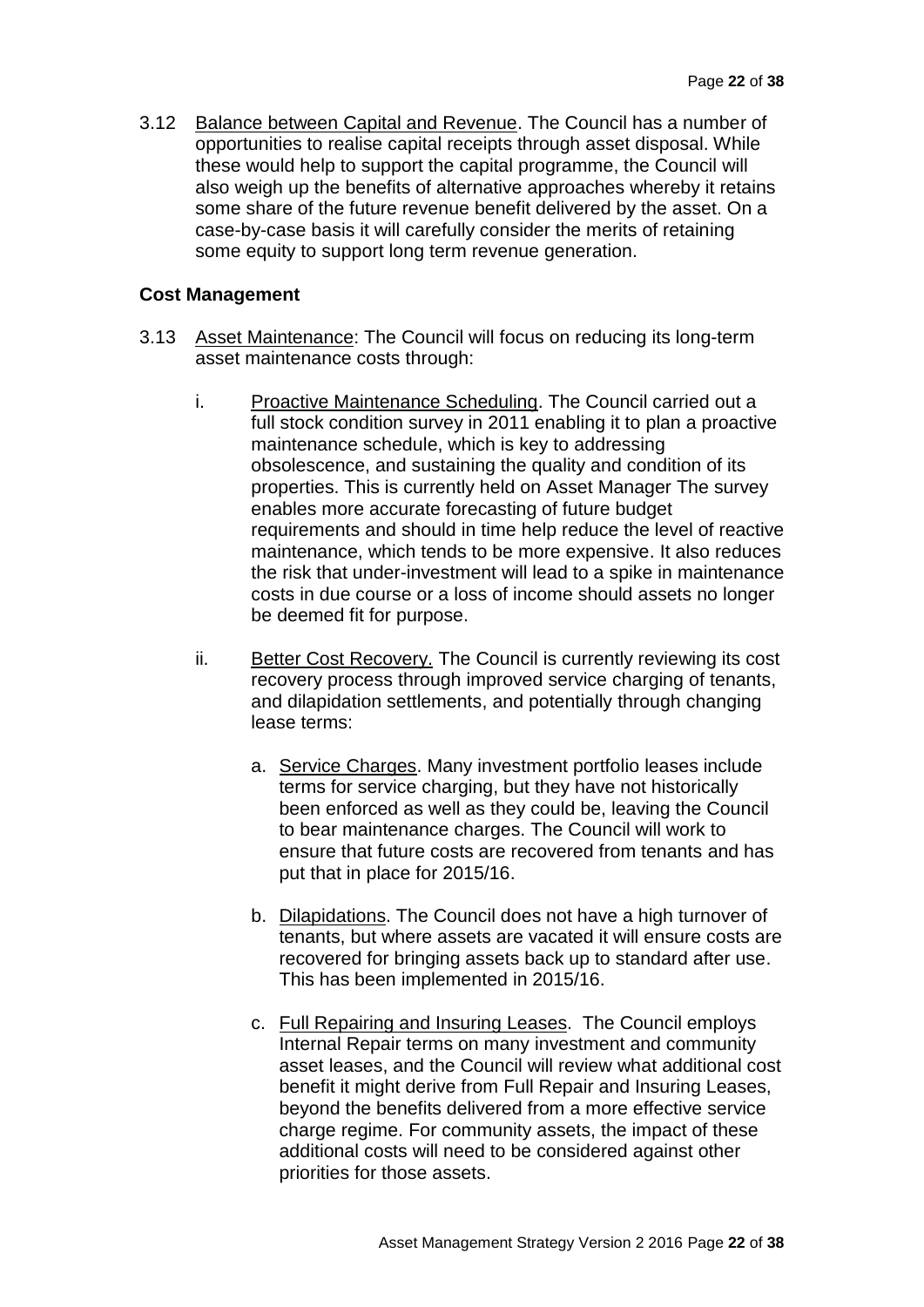3.12 Balance between Capital and Revenue. The Council has a number of opportunities to realise capital receipts through asset disposal. While these would help to support the capital programme, the Council will also weigh up the benefits of alternative approaches whereby it retains some share of the future revenue benefit delivered by the asset. On a case-by-case basis it will carefully consider the merits of retaining some equity to support long term revenue generation.

**Cost Management**

3.13 Asset Maintenance: The Council will focus on reducing its long-term asset maintenance costs through:

i. Proactive Maintenance Scheduling. The Council carried out a full stock condition survey in 2011 enabling it to plan a proactive maintenance schedule, which is key to addressing obsolescence, and sustaining the quality and condition of its properties. This is currently held on Asset Manager The survey enables more accurate forecasting of future budget requirements and should in time help reduce the level of reactive maintenance, which tends to be more expensive. It also reduces the risk that under-investment will lead to a spike in maintenance costs in due course or a loss of income should assets no longer be deemed fit for purpose.

ii. Better Cost Recovery. The Council is currently reviewing its cost recovery process through improved service charging of tenants, and dilapidation settlements, and potentially through changing lease terms:

a. Service Charges. Many investment portfolio leases include terms for service charging, but they have not historically been enforced as well as they could be, leaving the Council to bear maintenance charges. The Council will work to ensure that future costs are recovered from tenants and has put that in place for 2015/16.

b. Dilapidations. The Council does not have a high turnover of tenants, but where assets are vacated it will ensure costs are recovered for bringing assets back up to standard after use. This has been implemented in 2015/16.

c. Full Repairing and Insuring Leases. The Council employs Internal Repair terms on many investment and community asset leases, and the Council will review what additional cost benefit it might derive from Full Repair and Insuring Leases, beyond the benefits delivered from a more effective service charge regime. For community assets, the impact of these additional costs will need to be considered against other priorities for those assets.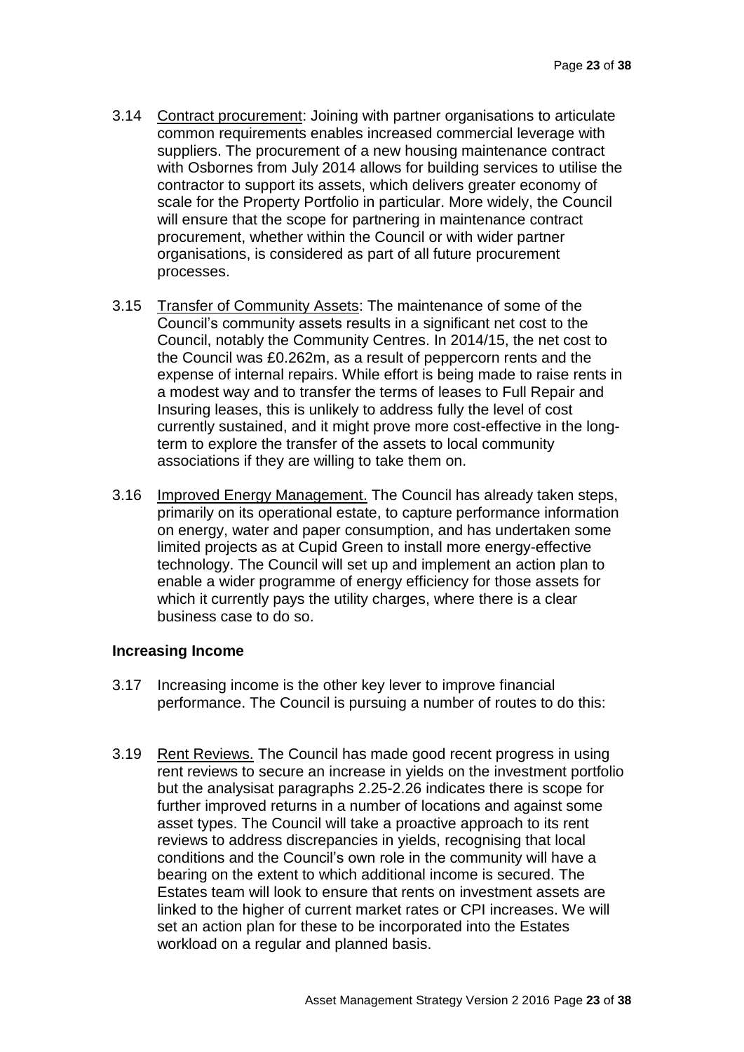3.14 Contract procurement: Joining with partner organisations to articulate common requirements enables increased commercial leverage with suppliers. The procurement of a new housing maintenance contract with Osbornes from July 2014 allows for building services to utilise the contractor to support its assets, which delivers greater economy of scale for the Property Portfolio in particular. More widely, the Council will ensure that the scope for partnering in maintenance contract procurement, whether within the Council or with wider partner organisations, is considered as part of all future procurement processes.

3.15 Transfer of Community Assets: The maintenance of some of the Council's community assets results in a significant net cost to the Council, notably the Community Centres. In 2014/15, the net cost to the Council was £0.262m, as a result of peppercorn rents and the expense of internal repairs. While effort is being made to raise rents in a modest way and to transfer the terms of leases to Full Repair and Insuring leases, this is unlikely to address fully the level of cost currently sustained, and it might prove more cost-effective in the long-term to explore the transfer of the assets to local community associations if they are willing to take them on.

3.16 Improved Energy Management. The Council has already taken steps, primarily on its operational estate, to capture performance information on energy, water and paper consumption, and has undertaken some limited projects as at Cupid Green to install more energy-effective technology. The Council will set up and implement an action plan to enable a wider programme of energy efficiency for those assets for which it currently pays the utility charges, where there is a clear business case to do so.

**Increasing Income**

3.17 Increasing income is the other key lever to improve financial performance. The Council is pursuing a number of routes to do this:

3.19 Rent Reviews. The Council has made good recent progress in using rent reviews to secure an increase in yields on the investment portfolio but the analysisat paragraphs 2.25-2.26 indicates there is scope for further improved returns in a number of locations and against some asset types. The Council will take a proactive approach to its rent reviews to address discrepancies in yields, recognising that local conditions and the Council's own role in the community will have a bearing on the extent to which additional income is secured. The Estates team will look to ensure that rents on investment assets are linked to the higher of current market rates or CPI increases. We will set an action plan for these to be incorporated into the Estates workload on a regular and planned basis.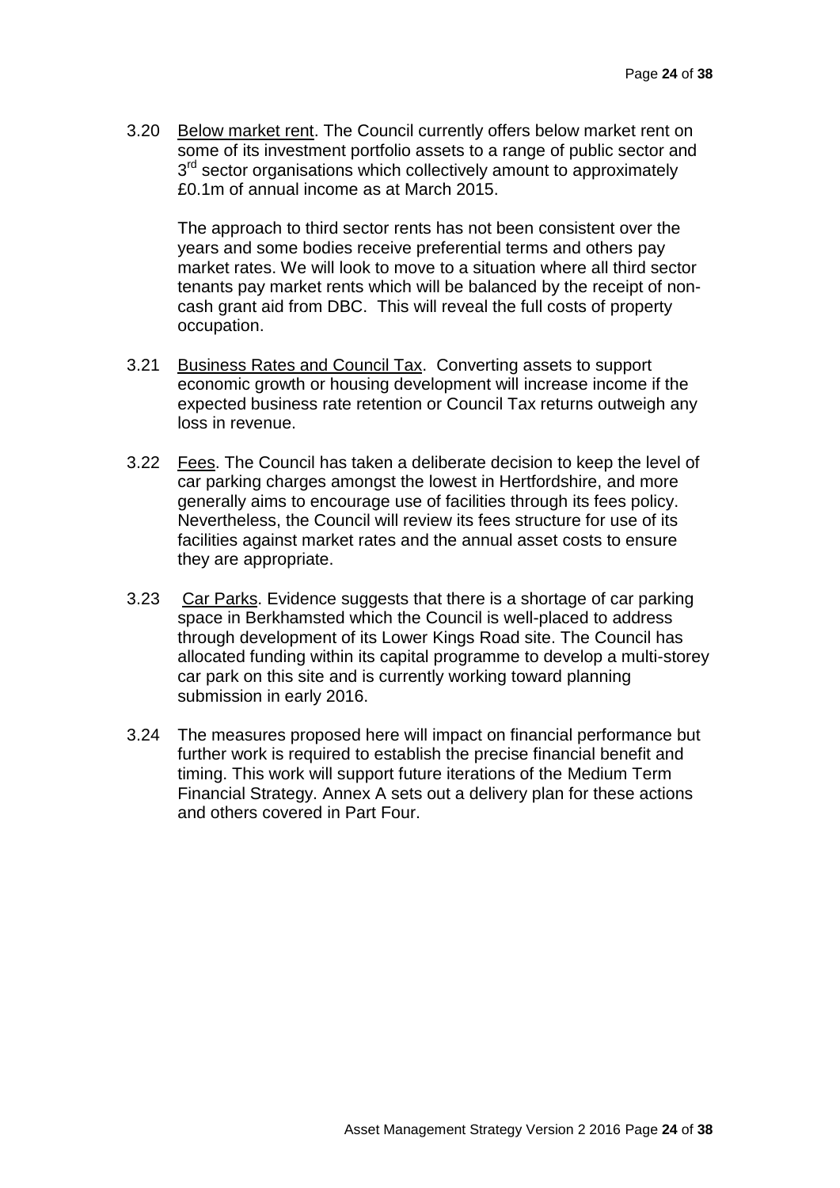3.20 Below market rent. The Council currently offers below market rent on some of its investment portfolio assets to a range of public sector and 3rd sector organisations which collectively amount to approximately £0.1m of annual income as at March 2015.

The approach to third sector rents has not been consistent over the years and some bodies receive preferential terms and others pay market rates. We will look to move to a situation where all third sector tenants pay market rents which will be balanced by the receipt of non-cash grant aid from DBC. This will reveal the full costs of property occupation.

3.21 Business Rates and Council Tax. Converting assets to support economic growth or housing development will increase income if the expected business rate retention or Council Tax returns outweigh any loss in revenue.

3.22 Fees. The Council has taken a deliberate decision to keep the level of car parking charges amongst the lowest in Hertfordshire, and more generally aims to encourage use of facilities through its fees policy. Nevertheless, the Council will review its fees structure for use of its facilities against market rates and the annual asset costs to ensure they are appropriate.

3.23 Car Parks. Evidence suggests that there is a shortage of car parking space in Berkhamsted which the Council is well-placed to address through development of its Lower Kings Road site. The Council has allocated funding within its capital programme to develop a multi-storey car park on this site and is currently working toward planning submission in early 2016.

3.24 The measures proposed here will impact on financial performance but further work is required to establish the precise financial benefit and timing. This work will support future iterations of the Medium Term Financial Strategy. Annex A sets out a delivery plan for these actions and others covered in Part Four.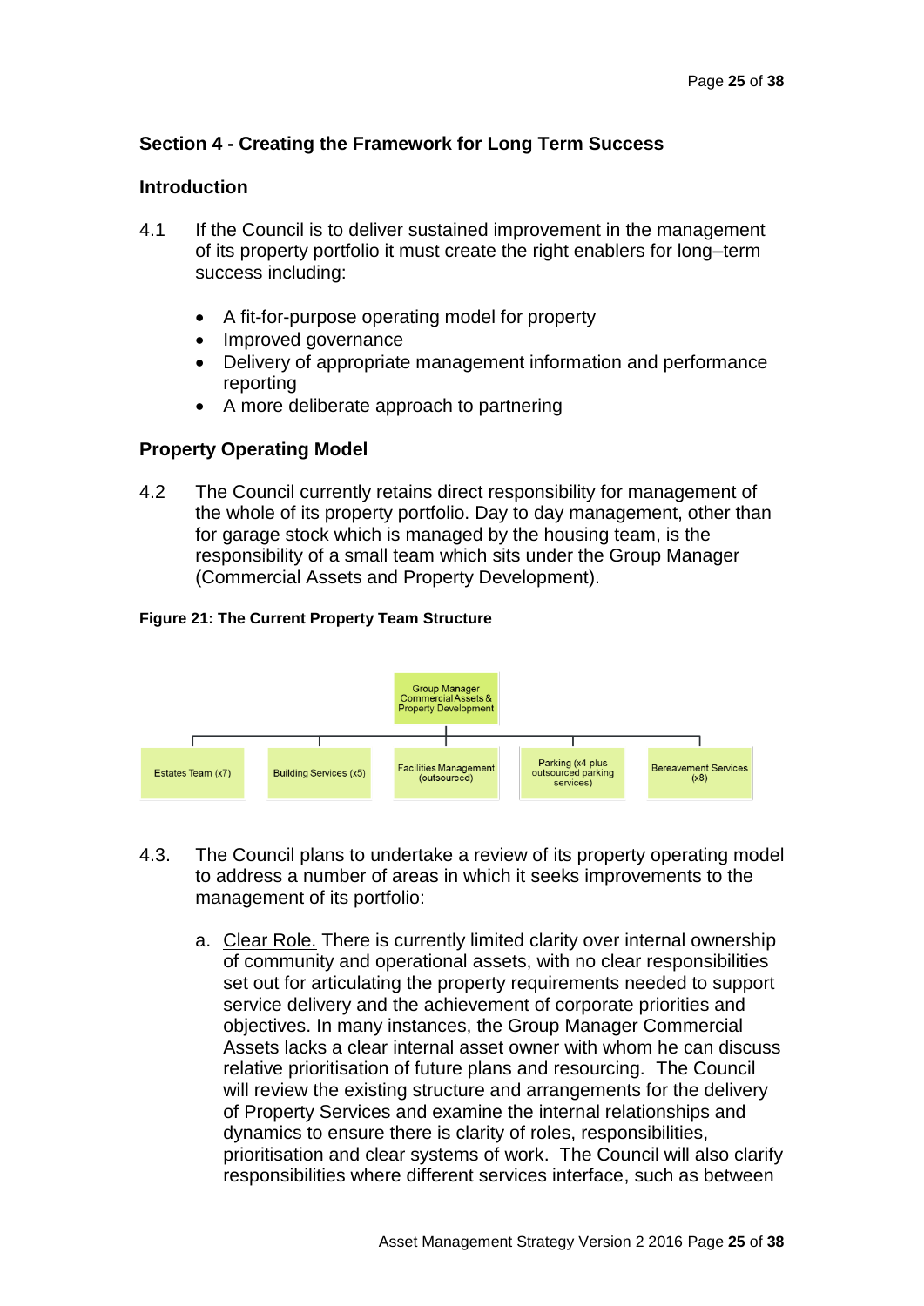## Section 4 - Creating the Framework for Long Term Success

### Introduction

4.1 If the Council is to deliver sustained improvement in the management of its property portfolio it must create the right enablers for long–term success including:

- A fit-for-purpose operating model for property
- Improved governance
- Delivery of appropriate management information and performance reporting
- A more deliberate approach to partnering

### Property Operating Model

4.2 The Council currently retains direct responsibility for management of the whole of its property portfolio. Day to day management, other than for garage stock which is managed by the housing team, is the responsibility of a small team which sits under the Group Manager (Commercial Assets and Property Development).

**Figure 21: The Current Property Team Structure**

- Group Manager Commercial Assets & Property Development
  - Estates Team (x7)
  - Building Services (x5)
  - Facilities Management (outsourced)
  - Parking (x4 plus outsourced parking services)
  - Bereavement Services (x8)

4.3. The Council plans to undertake a review of its property operating model to address a number of areas in which it seeks improvements to the management of its portfolio:

a. Clear Role. There is currently limited clarity over internal ownership of community and operational assets, with no clear responsibilities set out for articulating the property requirements needed to support service delivery and the achievement of corporate priorities and objectives. In many instances, the Group Manager Commercial Assets lacks a clear internal asset owner with whom he can discuss relative prioritisation of future plans and resourcing. The Council will review the existing structure and arrangements for the delivery of Property Services and examine the internal relationships and dynamics to ensure there is clarity of roles, responsibilities, prioritisation and clear systems of work. The Council will also clarify responsibilities where different services interface, such as between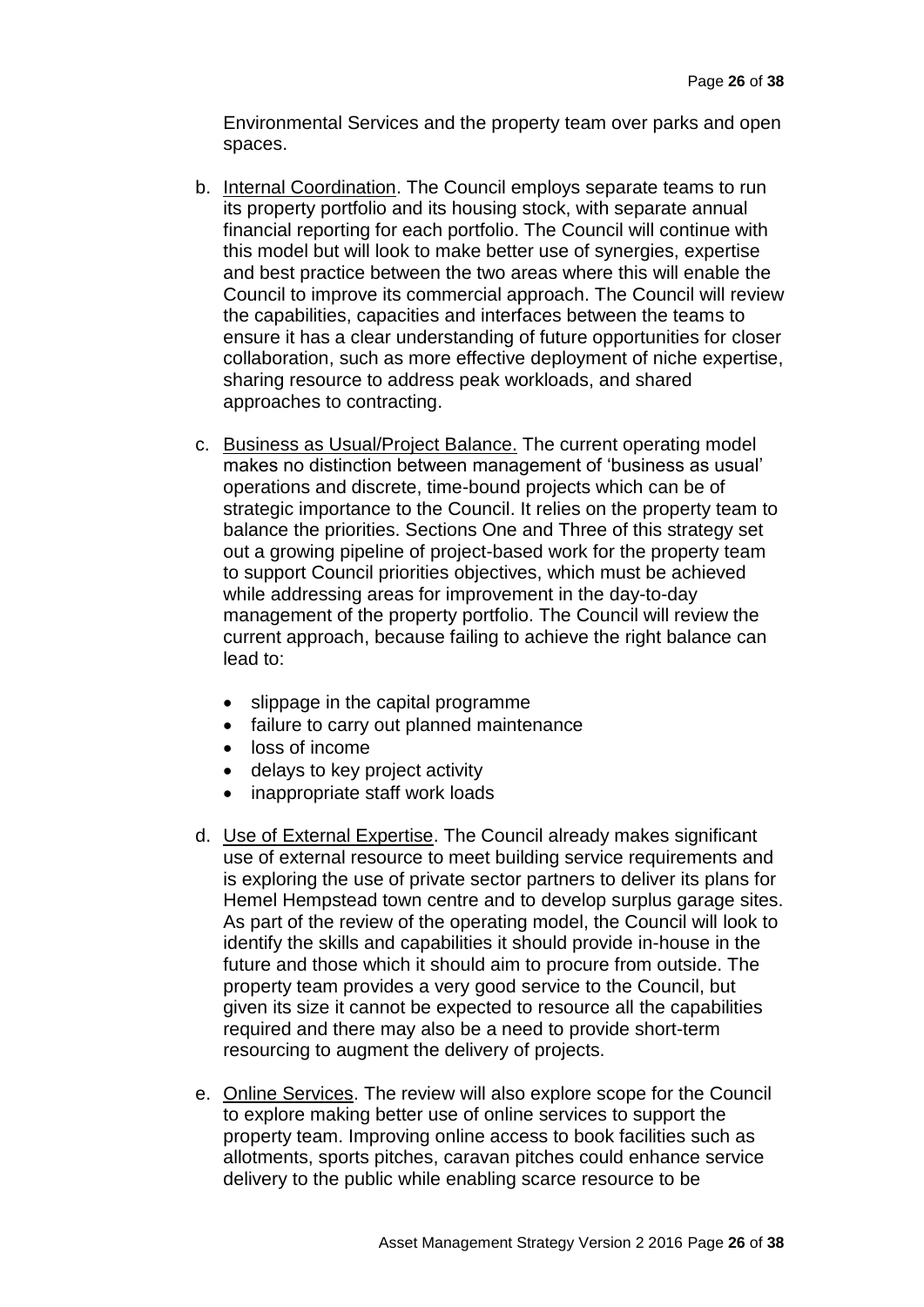Environmental Services and the property team over parks and open spaces.

b. Internal Coordination. The Council employs separate teams to run its property portfolio and its housing stock, with separate annual financial reporting for each portfolio. The Council will continue with this model but will look to make better use of synergies, expertise and best practice between the two areas where this will enable the Council to improve its commercial approach. The Council will review the capabilities, capacities and interfaces between the teams to ensure it has a clear understanding of future opportunities for closer collaboration, such as more effective deployment of niche expertise, sharing resource to address peak workloads, and shared approaches to contracting.

c. Business as Usual/Project Balance. The current operating model makes no distinction between management of 'business as usual' operations and discrete, time-bound projects which can be of strategic importance to the Council. It relies on the property team to balance the priorities. Sections One and Three of this strategy set out a growing pipeline of project-based work for the property team to support Council priorities objectives, which must be achieved while addressing areas for improvement in the day-to-day management of the property portfolio. The Council will review the current approach, because failing to achieve the right balance can lead to:

   - slippage in the capital programme
   - failure to carry out planned maintenance
   - loss of income
   - delays to key project activity
   - inappropriate staff work loads

d. Use of External Expertise. The Council already makes significant use of external resource to meet building service requirements and is exploring the use of private sector partners to deliver its plans for Hemel Hempstead town centre and to develop surplus garage sites. As part of the review of the operating model, the Council will look to identify the skills and capabilities it should provide in-house in the future and those which it should aim to procure from outside. The property team provides a very good service to the Council, but given its size it cannot be expected to resource all the capabilities required and there may also be a need to provide short-term resourcing to augment the delivery of projects.

e. Online Services. The review will also explore scope for the Council to explore making better use of online services to support the property team. Improving online access to book facilities such as allotments, sports pitches, caravan pitches could enhance service delivery to the public while enabling scarce resource to be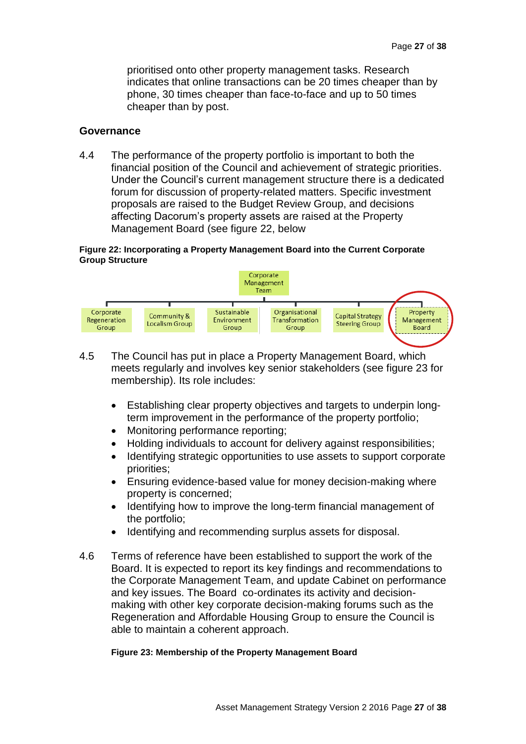prioritised onto other property management tasks. Research indicates that online transactions can be 20 times cheaper than by phone, 30 times cheaper than face-to-face and up to 50 times cheaper than by post.

## Governance

4.4 The performance of the property portfolio is important to both the financial position of the Council and achievement of strategic priorities. Under the Council's current management structure there is a dedicated forum for discussion of property-related matters. Specific investment proposals are raised to the Budget Review Group, and decisions affecting Dacorum's property assets are raised at the Property Management Board (see figure 22, below

**Figure 22: Incorporating a Property Management Board into the Current Corporate Group Structure**

Corporate Management Team

- Corporate Regeneration Group
- Community & Localism Group
- Sustainable Environment Group
- Organisational Transformation Group
- Capital Strategy Steering Group
- Property Management Board

4.5 The Council has put in place a Property Management Board, which meets regularly and involves key senior stakeholders (see figure 23 for membership). Its role includes:

- Establishing clear property objectives and targets to underpin long-term improvement in the performance of the property portfolio;
- Monitoring performance reporting;
- Holding individuals to account for delivery against responsibilities;
- Identifying strategic opportunities to use assets to support corporate priorities;
- Ensuring evidence-based value for money decision-making where property is concerned;
- Identifying how to improve the long-term financial management of the portfolio;
- Identifying and recommending surplus assets for disposal.

4.6 Terms of reference have been established to support the work of the Board. It is expected to report its key findings and recommendations to the Corporate Management Team, and update Cabinet on performance and key issues. The Board co-ordinates its activity and decision-making with other key corporate decision-making forums such as the Regeneration and Affordable Housing Group to ensure the Council is able to maintain a coherent approach.

**Figure 23: Membership of the Property Management Board**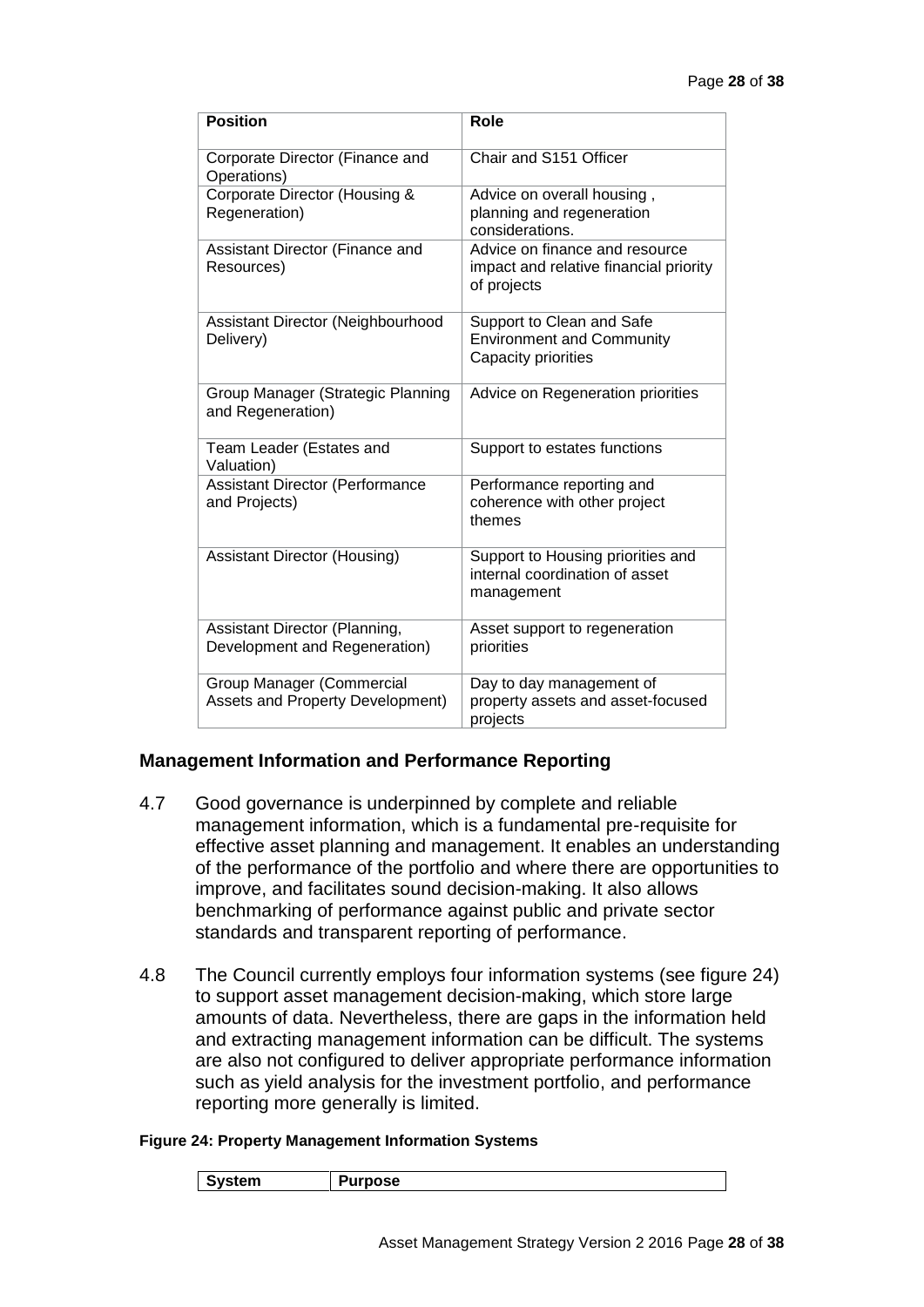| Position | Role |
|---|---|
| Corporate Director (Finance and Operations) | Chair and S151 Officer |
| Corporate Director (Housing & Regeneration) | Advice on overall housing , planning and regeneration considerations. |
| Assistant Director (Finance and Resources) | Advice on finance and resource impact and relative financial priority of projects |
| Assistant Director (Neighbourhood Delivery) | Support to Clean and Safe Environment and Community Capacity priorities |
| Group Manager (Strategic Planning and Regeneration) | Advice on Regeneration priorities |
| Team Leader (Estates and Valuation) | Support to estates functions |
| Assistant Director (Performance and Projects) | Performance reporting and coherence with other project themes |
| Assistant Director (Housing) | Support to Housing priorities and internal coordination of asset management |
| Assistant Director (Planning, Development and Regeneration) | Asset support to regeneration priorities |
| Group Manager (Commercial Assets and Property Development) | Day to day management of property assets and asset-focused projects |

## Management Information and Performance Reporting

4.7 Good governance is underpinned by complete and reliable management information, which is a fundamental pre-requisite for effective asset planning and management. It enables an understanding of the performance of the portfolio and where there are opportunities to improve, and facilitates sound decision-making. It also allows benchmarking of performance against public and private sector standards and transparent reporting of performance.

4.8 The Council currently employs four information systems (see figure 24) to support asset management decision-making, which store large amounts of data. Nevertheless, there are gaps in the information held and extracting management information can be difficult. The systems are also not configured to deliver appropriate performance information such as yield analysis for the investment portfolio, and performance reporting more generally is limited.

**Figure 24: Property Management Information Systems**

| System | Purpose |
|---|---|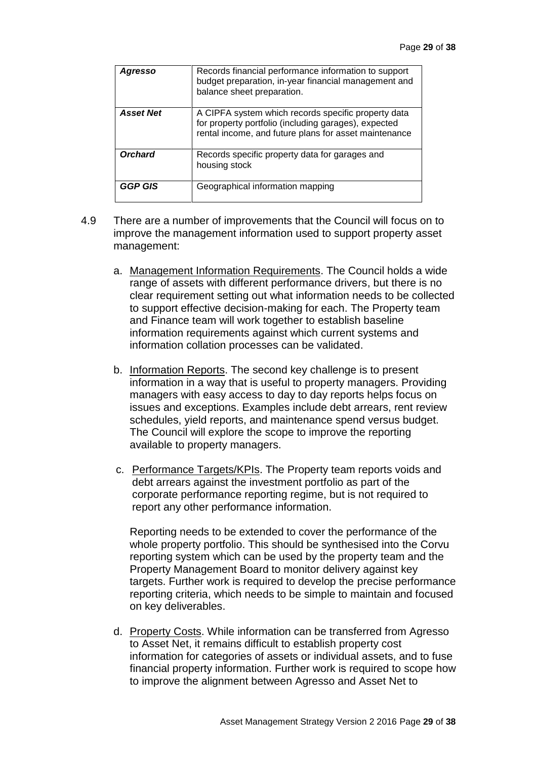| | |
|---|---|
| ***Agresso*** | Records financial performance information to support budget preparation, in-year financial management and balance sheet preparation. |
| ***Asset Net*** | A CIPFA system which records specific property data for property portfolio (including garages), expected rental income, and future plans for asset maintenance |
| ***Orchard*** | Records specific property data for garages and housing stock |
| ***GGP GIS*** | Geographical information mapping |

4.9 There are a number of improvements that the Council will focus on to improve the management information used to support property asset management:

a. Management Information Requirements. The Council holds a wide range of assets with different performance drivers, but there is no clear requirement setting out what information needs to be collected to support effective decision-making for each. The Property team and Finance team will work together to establish baseline information requirements against which current systems and information collation processes can be validated.

b. Information Reports. The second key challenge is to present information in a way that is useful to property managers. Providing managers with easy access to day to day reports helps focus on issues and exceptions. Examples include debt arrears, rent review schedules, yield reports, and maintenance spend versus budget. The Council will explore the scope to improve the reporting available to property managers.

c. Performance Targets/KPIs. The Property team reports voids and debt arrears against the investment portfolio as part of the corporate performance reporting regime, but is not required to report any other performance information.

   Reporting needs to be extended to cover the performance of the whole property portfolio. This should be synthesised into the Corvu reporting system which can be used by the property team and the Property Management Board to monitor delivery against key targets. Further work is required to develop the precise performance reporting criteria, which needs to be simple to maintain and focused on key deliverables.

d. Property Costs. While information can be transferred from Agresso to Asset Net, it remains difficult to establish property cost information for categories of assets or individual assets, and to fuse financial property information. Further work is required to scope how to improve the alignment between Agresso and Asset Net to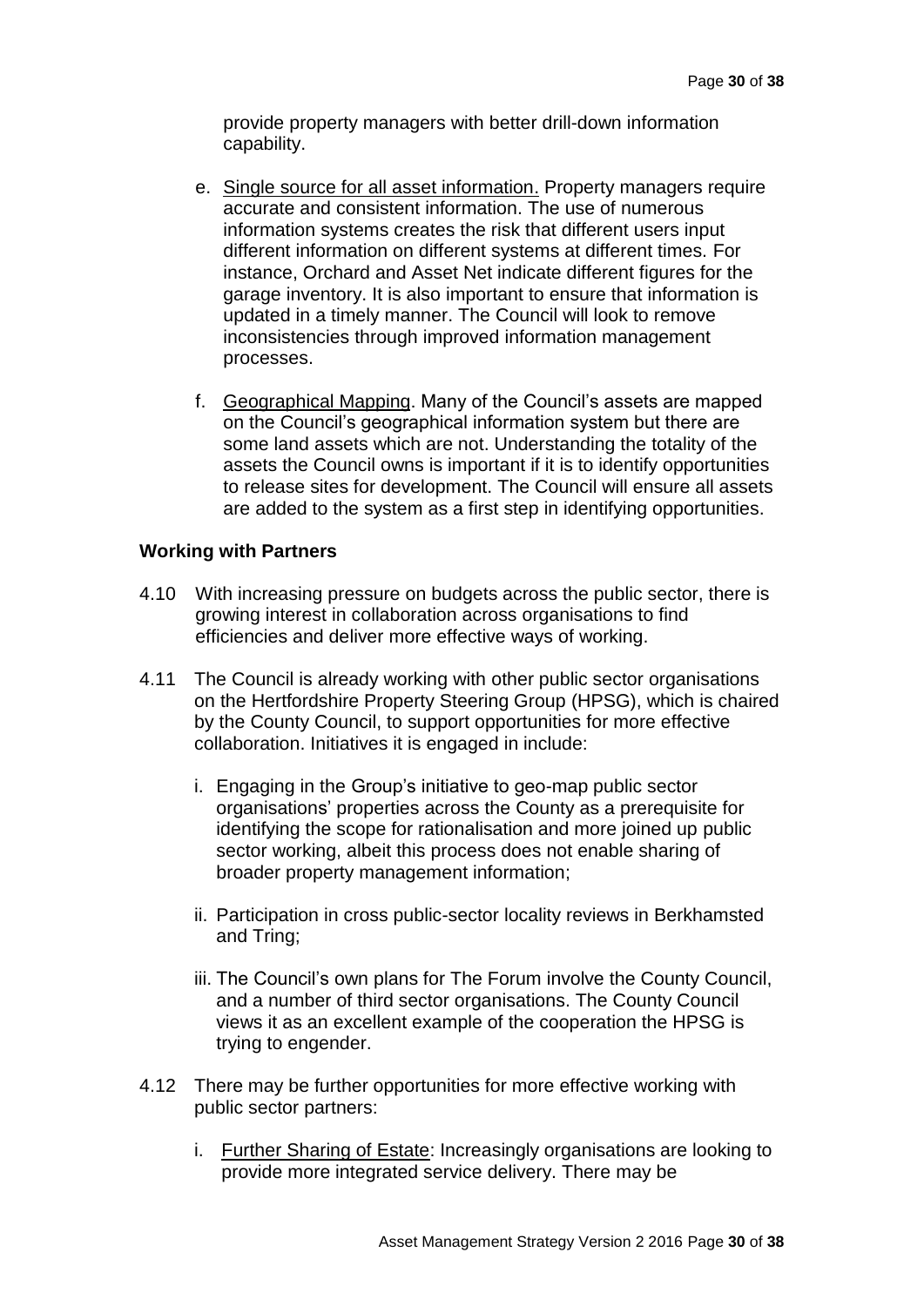provide property managers with better drill-down information capability.

e. Single source for all asset information. Property managers require accurate and consistent information. The use of numerous information systems creates the risk that different users input different information on different systems at different times. For instance, Orchard and Asset Net indicate different figures for the garage inventory. It is also important to ensure that information is updated in a timely manner. The Council will look to remove inconsistencies through improved information management processes.

f. Geographical Mapping. Many of the Council's assets are mapped on the Council's geographical information system but there are some land assets which are not. Understanding the totality of the assets the Council owns is important if it is to identify opportunities to release sites for development. The Council will ensure all assets are added to the system as a first step in identifying opportunities.

**Working with Partners**

4.10 With increasing pressure on budgets across the public sector, there is growing interest in collaboration across organisations to find efficiencies and deliver more effective ways of working.

4.11 The Council is already working with other public sector organisations on the Hertfordshire Property Steering Group (HPSG), which is chaired by the County Council, to support opportunities for more effective collaboration. Initiatives it is engaged in include:

i. Engaging in the Group's initiative to geo-map public sector organisations' properties across the County as a prerequisite for identifying the scope for rationalisation and more joined up public sector working, albeit this process does not enable sharing of broader property management information;

ii. Participation in cross public-sector locality reviews in Berkhamsted and Tring;

iii. The Council's own plans for The Forum involve the County Council, and a number of third sector organisations. The County Council views it as an excellent example of the cooperation the HPSG is trying to engender.

4.12 There may be further opportunities for more effective working with public sector partners:

i. Further Sharing of Estate: Increasingly organisations are looking to provide more integrated service delivery. There may be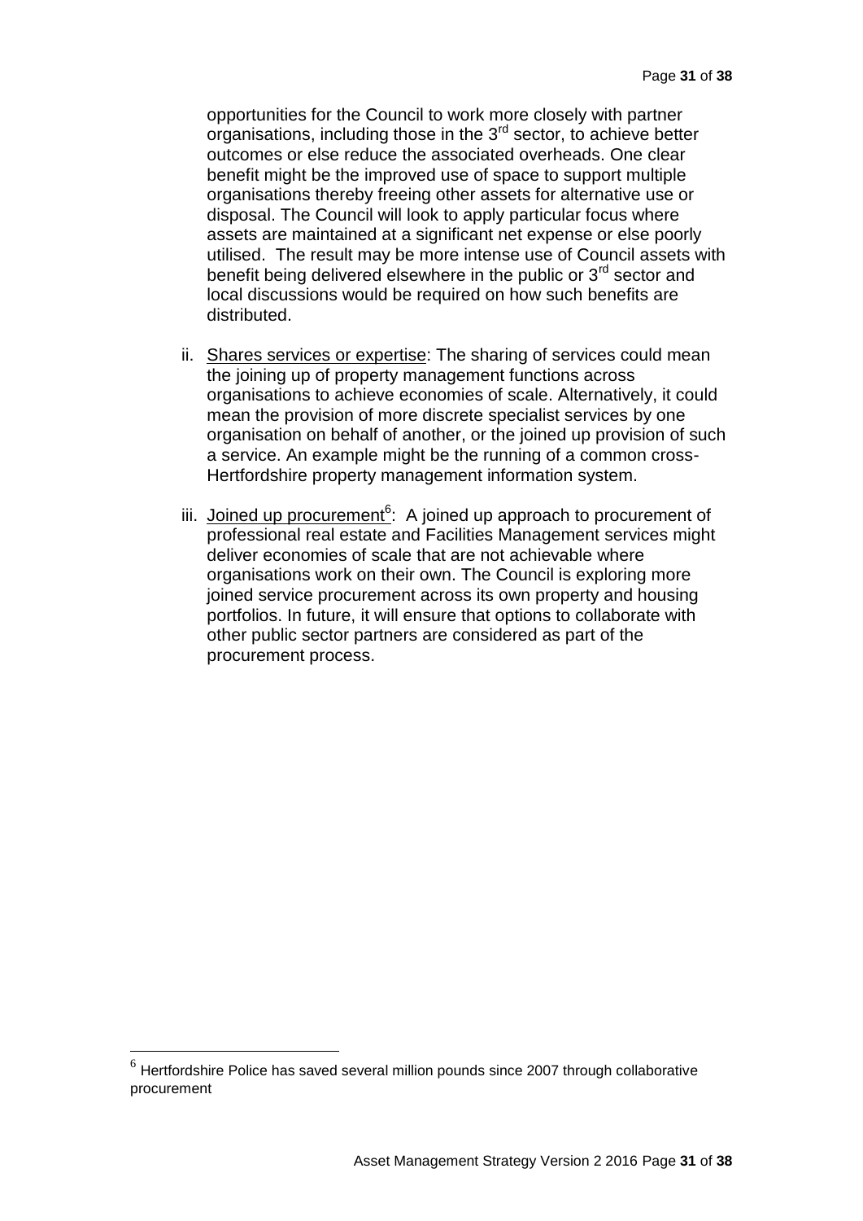opportunities for the Council to work more closely with partner organisations, including those in the 3rd sector, to achieve better outcomes or else reduce the associated overheads. One clear benefit might be the improved use of space to support multiple organisations thereby freeing other assets for alternative use or disposal. The Council will look to apply particular focus where assets are maintained at a significant net expense or else poorly utilised. The result may be more intense use of Council assets with benefit being delivered elsewhere in the public or 3rd sector and local discussions would be required on how such benefits are distributed.

ii. Shares services or expertise: The sharing of services could mean the joining up of property management functions across organisations to achieve economies of scale. Alternatively, it could mean the provision of more discrete specialist services by one organisation on behalf of another, or the joined up provision of such a service. An example might be the running of a common cross-Hertfordshire property management information system.

iii. Joined up procurement[6]: A joined up approach to procurement of professional real estate and Facilities Management services might deliver economies of scale that are not achievable where organisations work on their own. The Council is exploring more joined service procurement across its own property and housing portfolios. In future, it will ensure that options to collaborate with other public sector partners are considered as part of the procurement process.

[6] Hertfordshire Police has saved several million pounds since 2007 through collaborative procurement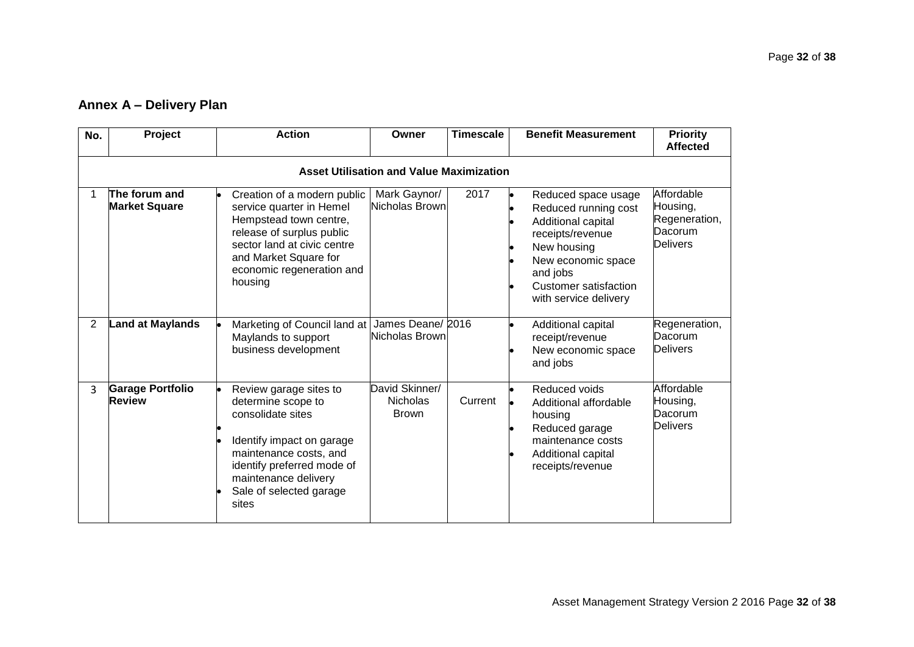## Annex A – Delivery Plan

| No. | Project | Action | Owner | Timescale | Benefit Measurement | Priority Affected |
|---|---|---|---|---|---|---|
| **Asset Utilisation and Value Maximization** | | | | | | |
| 1 | **The forum and Market Square** | • Creation of a modern public service quarter in Hemel Hempstead town centre, release of surplus public sector land at civic centre and Market Square for economic regeneration and housing | Mark Gaynor/ Nicholas Brown | 2017 | • Reduced space usage<br>• Reduced running cost<br>• Additional capital receipts/revenue<br>• New housing<br>• New economic space and jobs<br>• Customer satisfaction with service delivery | Affordable Housing, Regeneration, Dacorum Delivers |
| 2 | **Land at Maylands** | • Marketing of Council land at Maylands to support business development | James Deane/ Nicholas Brown | 2016 | • Additional capital receipt/revenue<br>• New economic space and jobs | Regeneration, Dacorum Delivers |
| 3 | **Garage Portfolio Review** | • Review garage sites to determine scope to consolidate sites<br>•<br>• Identify impact on garage maintenance costs, and identify preferred mode of maintenance delivery<br>• Sale of selected garage sites | David Skinner/ Nicholas Brown | Current | • Reduced voids<br>• Additional affordable housing<br>• Reduced garage maintenance costs<br>• Additional capital receipts/revenue | Affordable Housing, Dacorum Delivers |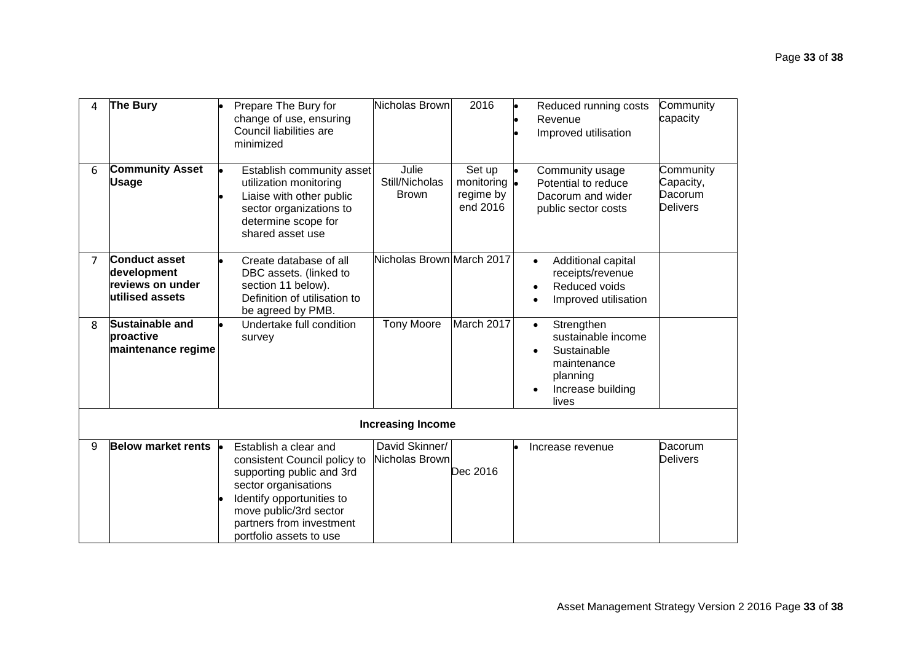| 4 | **The Bury** | • Prepare The Bury for change of use, ensuring Council liabilities are minimized | Nicholas Brown | 2016 | • Reduced running costs<br>• Revenue<br>• Improved utilisation | Community capacity |
|---|---|---|---|---|---|---|
| 6 | **Community Asset Usage** | • Establish community asset utilization monitoring<br>• Liaise with other public sector organizations to determine scope for shared asset use | Julie Still/Nicholas Brown | Set up monitoring regime by end 2016 | • Community usage<br>• Potential to reduce Dacorum and wider public sector costs | Community Capacity, Dacorum Delivers |
| 7 | **Conduct asset development reviews on under utilised assets** | • Create database of all DBC assets. (linked to section 11 below). Definition of utilisation to be agreed by PMB. | Nicholas Brown | March 2017 | • Additional capital receipts/revenue<br>• Reduced voids<br>• Improved utilisation | |
| 8 | **Sustainable and proactive maintenance regime** | • Undertake full condition survey | Tony Moore | March 2017 | • Strengthen sustainable income<br>• Sustainable maintenance planning<br>• Increase building lives | |
| | | | **Increasing Income** | | | |
| 9 | **Below market rents** | • Establish a clear and consistent Council policy to supporting public and 3rd sector organisations<br>• Identify opportunities to move public/3rd sector partners from investment portfolio assets to use | David Skinner/ Nicholas Brown | Dec 2016 | • Increase revenue | Dacorum Delivers |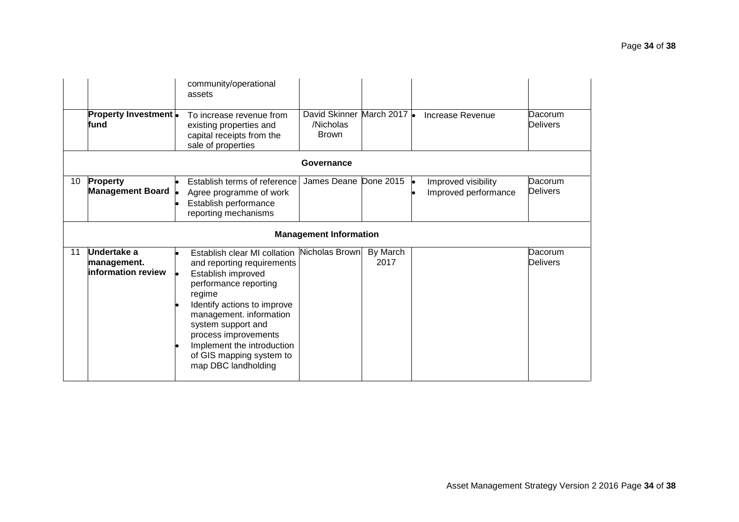| | | | | | | |
|---|---|---|---|---|---|---|
| | | community/operational assets | | | | |
| | **Property Investment fund** | • To increase revenue from existing properties and capital receipts from the sale of properties | David Skinner /Nicholas Brown | March 2017 | • Increase Revenue | Dacorum Delivers |
| | | | **Governance** | | | |
| 10 | **Property Management Board** | • Establish terms of reference<br>• Agree programme of work<br>• Establish performance reporting mechanisms | James Deane | Done 2015 | • Improved visibility<br>• Improved performance | Dacorum Delivers |
| | | | **Management Information** | | | |
| 11 | **Undertake a management. information review** | • Establish clear MI collation and reporting requirements<br>• Establish improved performance reporting regime<br>• Identify actions to improve management. information system support and process improvements<br>• Implement the introduction of GIS mapping system to map DBC landholding | Nicholas Brown | By March 2017 | | Dacorum Delivers |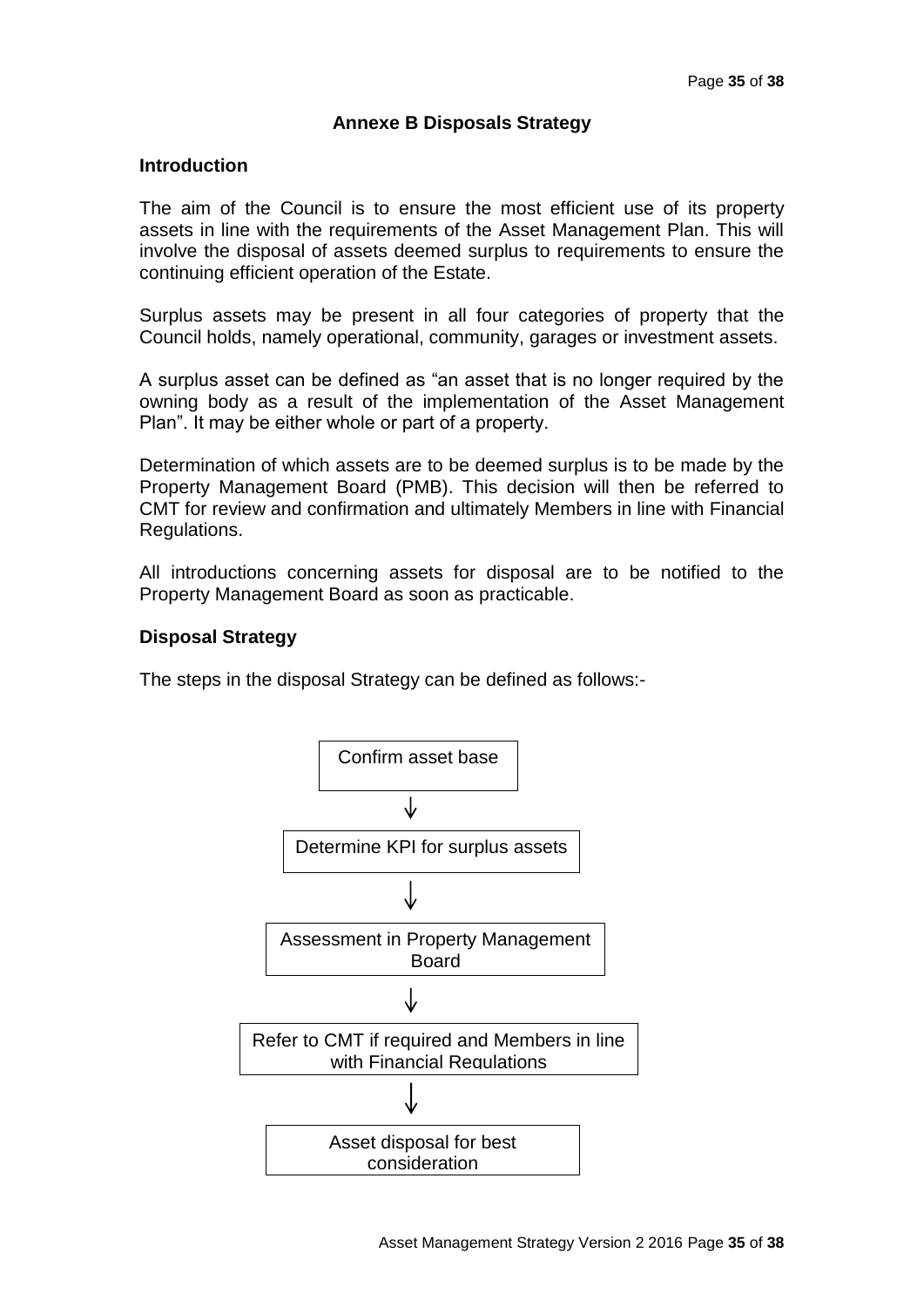## Annexe B Disposals Strategy

### Introduction

The aim of the Council is to ensure the most efficient use of its property assets in line with the requirements of the Asset Management Plan. This will involve the disposal of assets deemed surplus to requirements to ensure the continuing efficient operation of the Estate.

Surplus assets may be present in all four categories of property that the Council holds, namely operational, community, garages or investment assets.

A surplus asset can be defined as "an asset that is no longer required by the owning body as a result of the implementation of the Asset Management Plan". It may be either whole or part of a property.

Determination of which assets are to be deemed surplus is to be made by the Property Management Board (PMB). This decision will then be referred to CMT for review and confirmation and ultimately Members in line with Financial Regulations.

All introductions concerning assets for disposal are to be notified to the Property Management Board as soon as practicable.

### Disposal Strategy

The steps in the disposal Strategy can be defined as follows:-

Confirm asset base

↓

Determine KPI for surplus assets

↓

Assessment in Property Management Board

↓

Refer to CMT if required and Members in line with Financial Regulations

↓

Asset disposal for best consideration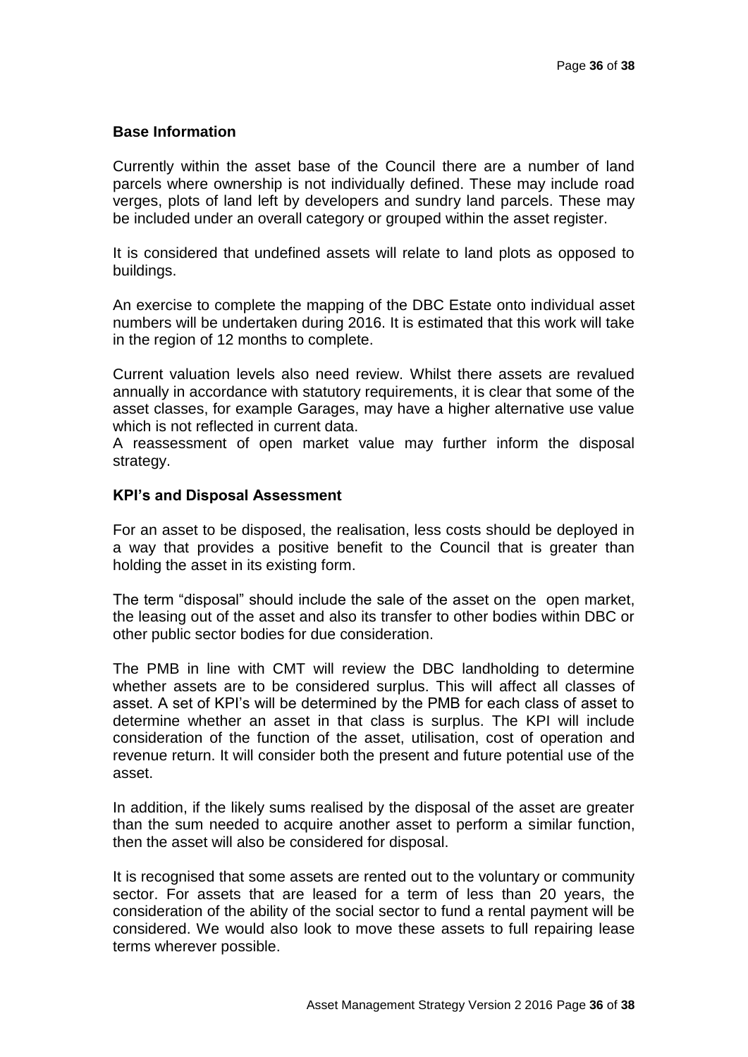## Base Information

Currently within the asset base of the Council there are a number of land parcels where ownership is not individually defined. These may include road verges, plots of land left by developers and sundry land parcels. These may be included under an overall category or grouped within the asset register.

It is considered that undefined assets will relate to land plots as opposed to buildings.

An exercise to complete the mapping of the DBC Estate onto individual asset numbers will be undertaken during 2016. It is estimated that this work will take in the region of 12 months to complete.

Current valuation levels also need review. Whilst there assets are revalued annually in accordance with statutory requirements, it is clear that some of the asset classes, for example Garages, may have a higher alternative use value which is not reflected in current data.
A reassessment of open market value may further inform the disposal strategy.

## KPI's and Disposal Assessment

For an asset to be disposed, the realisation, less costs should be deployed in a way that provides a positive benefit to the Council that is greater than holding the asset in its existing form.

The term "disposal" should include the sale of the asset on the open market, the leasing out of the asset and also its transfer to other bodies within DBC or other public sector bodies for due consideration.

The PMB in line with CMT will review the DBC landholding to determine whether assets are to be considered surplus. This will affect all classes of asset. A set of KPI's will be determined by the PMB for each class of asset to determine whether an asset in that class is surplus. The KPI will include consideration of the function of the asset, utilisation, cost of operation and revenue return. It will consider both the present and future potential use of the asset.

In addition, if the likely sums realised by the disposal of the asset are greater than the sum needed to acquire another asset to perform a similar function, then the asset will also be considered for disposal.

It is recognised that some assets are rented out to the voluntary or community sector. For assets that are leased for a term of less than 20 years, the consideration of the ability of the social sector to fund a rental payment will be considered. We would also look to move these assets to full repairing lease terms wherever possible.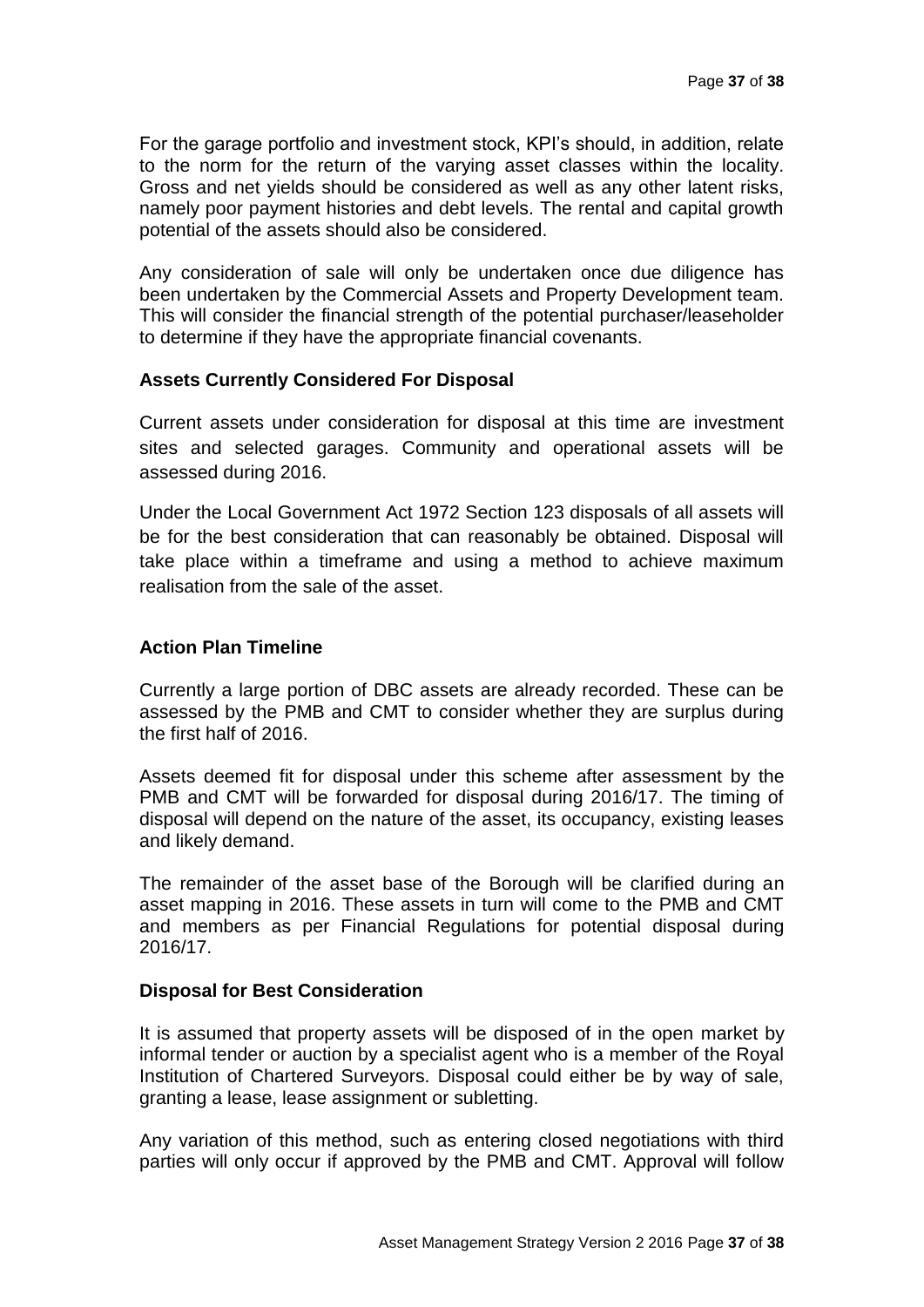For the garage portfolio and investment stock, KPI's should, in addition, relate to the norm for the return of the varying asset classes within the locality. Gross and net yields should be considered as well as any other latent risks, namely poor payment histories and debt levels. The rental and capital growth potential of the assets should also be considered.

Any consideration of sale will only be undertaken once due diligence has been undertaken by the Commercial Assets and Property Development team. This will consider the financial strength of the potential purchaser/leaseholder to determine if they have the appropriate financial covenants.

**Assets Currently Considered For Disposal**

Current assets under consideration for disposal at this time are investment sites and selected garages. Community and operational assets will be assessed during 2016.

Under the Local Government Act 1972 Section 123 disposals of all assets will be for the best consideration that can reasonably be obtained. Disposal will take place within a timeframe and using a method to achieve maximum realisation from the sale of the asset.

**Action Plan Timeline**

Currently a large portion of DBC assets are already recorded. These can be assessed by the PMB and CMT to consider whether they are surplus during the first half of 2016.

Assets deemed fit for disposal under this scheme after assessment by the PMB and CMT will be forwarded for disposal during 2016/17. The timing of disposal will depend on the nature of the asset, its occupancy, existing leases and likely demand.

The remainder of the asset base of the Borough will be clarified during an asset mapping in 2016. These assets in turn will come to the PMB and CMT and members as per Financial Regulations for potential disposal during 2016/17.

**Disposal for Best Consideration**

It is assumed that property assets will be disposed of in the open market by informal tender or auction by a specialist agent who is a member of the Royal Institution of Chartered Surveyors. Disposal could either be by way of sale, granting a lease, lease assignment or subletting.

Any variation of this method, such as entering closed negotiations with third parties will only occur if approved by the PMB and CMT. Approval will follow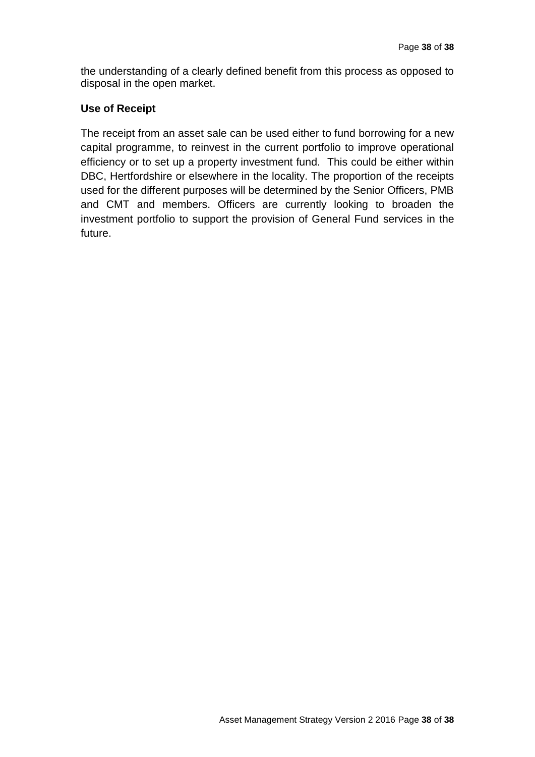the understanding of a clearly defined benefit from this process as opposed to disposal in the open market.

**Use of Receipt**

The receipt from an asset sale can be used either to fund borrowing for a new capital programme, to reinvest in the current portfolio to improve operational efficiency or to set up a property investment fund. This could be either within DBC, Hertfordshire or elsewhere in the locality. The proportion of the receipts used for the different purposes will be determined by the Senior Officers, PMB and CMT and members. Officers are currently looking to broaden the investment portfolio to support the provision of General Fund services in the future.